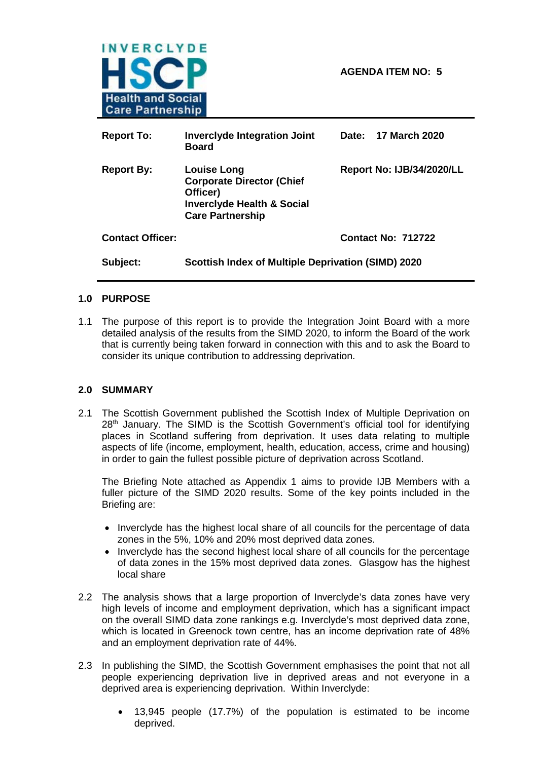INVERCLYDE HSCP Health and Social Care Partnership

**AGENDA ITEM NO: 5**

| | | |
|---|---|---|
| **Report To:** | **Inverclyde Integration Joint Board** | **Date: 17 March 2020** |
| **Report By:** | **Louise Long Corporate Director (Chief Officer) Inverclyde Health & Social Care Partnership** | **Report No: IJB/34/2020/LL** |
| **Contact Officer:** | | **Contact No: 712722** |
| **Subject:** | **Scottish Index of Multiple Deprivation (SIMD) 2020** | |

## 1.0 PURPOSE

1.1 The purpose of this report is to provide the Integration Joint Board with a more detailed analysis of the results from the SIMD 2020, to inform the Board of the work that is currently being taken forward in connection with this and to ask the Board to consider its unique contribution to addressing deprivation.

## 2.0 SUMMARY

2.1 The Scottish Government published the Scottish Index of Multiple Deprivation on 28th January. The SIMD is the Scottish Government's official tool for identifying places in Scotland suffering from deprivation. It uses data relating to multiple aspects of life (income, employment, health, education, access, crime and housing) in order to gain the fullest possible picture of deprivation across Scotland.

The Briefing Note attached as Appendix 1 aims to provide IJB Members with a fuller picture of the SIMD 2020 results. Some of the key points included in the Briefing are:

- Inverclyde has the highest local share of all councils for the percentage of data zones in the 5%, 10% and 20% most deprived data zones.
- Inverclyde has the second highest local share of all councils for the percentage of data zones in the 15% most deprived data zones. Glasgow has the highest local share

2.2 The analysis shows that a large proportion of Inverclyde's data zones have very high levels of income and employment deprivation, which has a significant impact on the overall SIMD data zone rankings e.g. Inverclyde's most deprived data zone, which is located in Greenock town centre, has an income deprivation rate of 48% and an employment deprivation rate of 44%.

2.3 In publishing the SIMD, the Scottish Government emphasises the point that not all people experiencing deprivation live in deprived areas and not everyone in a deprived area is experiencing deprivation. Within Inverclyde:

- 13,945 people (17.7%) of the population is estimated to be income deprived.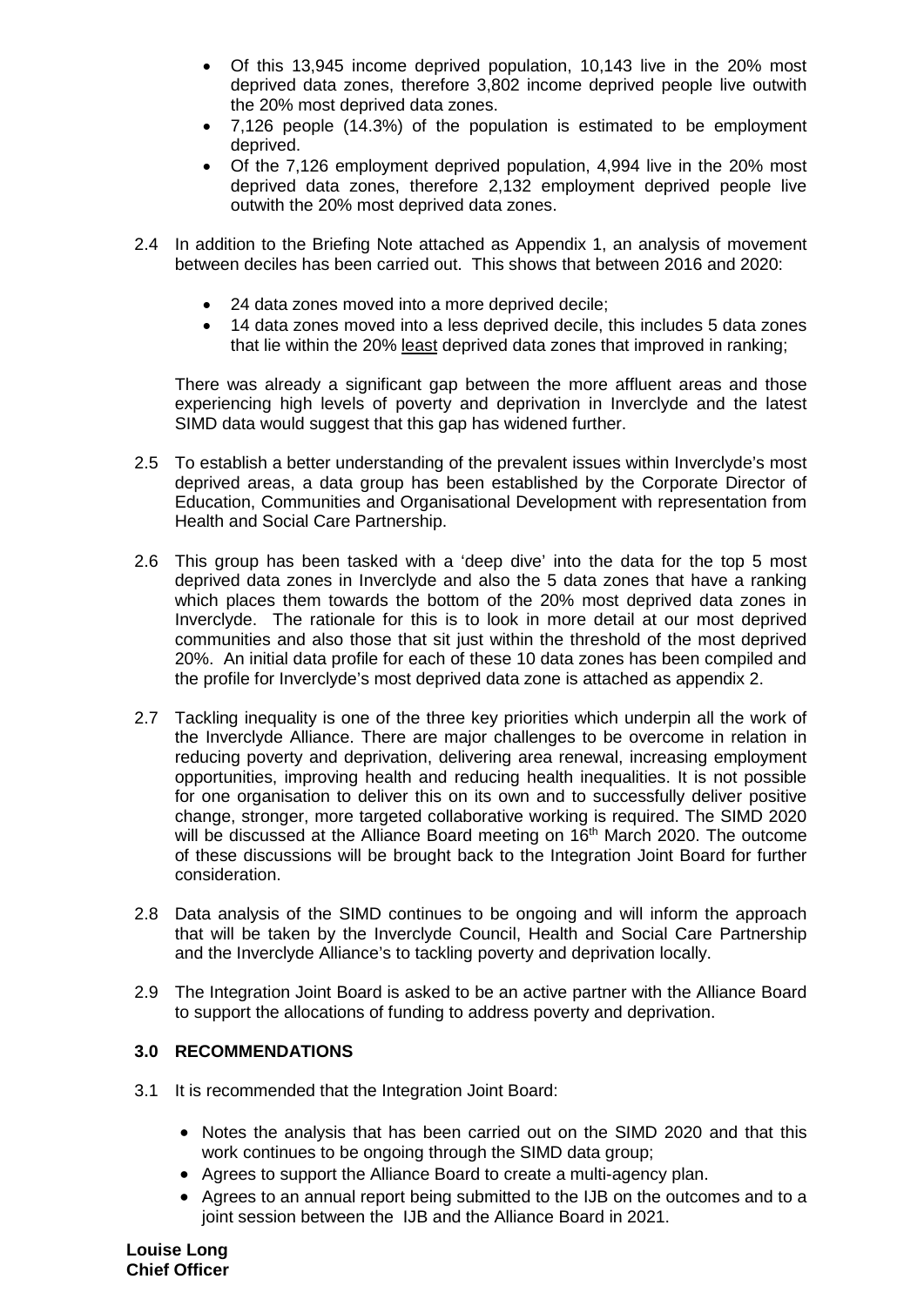- Of this 13,945 income deprived population, 10,143 live in the 20% most deprived data zones, therefore 3,802 income deprived people live outwith the 20% most deprived data zones.
- 7,126 people (14.3%) of the population is estimated to be employment deprived.
- Of the 7,126 employment deprived population, 4,994 live in the 20% most deprived data zones, therefore 2,132 employment deprived people live outwith the 20% most deprived data zones.

2.4 In addition to the Briefing Note attached as Appendix 1, an analysis of movement between deciles has been carried out. This shows that between 2016 and 2020:

- 24 data zones moved into a more deprived decile;
- 14 data zones moved into a less deprived decile, this includes 5 data zones that lie within the 20% least deprived data zones that improved in ranking;

There was already a significant gap between the more affluent areas and those experiencing high levels of poverty and deprivation in Inverclyde and the latest SIMD data would suggest that this gap has widened further.

2.5 To establish a better understanding of the prevalent issues within Inverclyde's most deprived areas, a data group has been established by the Corporate Director of Education, Communities and Organisational Development with representation from Health and Social Care Partnership.

2.6 This group has been tasked with a 'deep dive' into the data for the top 5 most deprived data zones in Inverclyde and also the 5 data zones that have a ranking which places them towards the bottom of the 20% most deprived data zones in Inverclyde. The rationale for this is to look in more detail at our most deprived communities and also those that sit just within the threshold of the most deprived 20%. An initial data profile for each of these 10 data zones has been compiled and the profile for Inverclyde's most deprived data zone is attached as appendix 2.

2.7 Tackling inequality is one of the three key priorities which underpin all the work of the Inverclyde Alliance. There are major challenges to be overcome in relation in reducing poverty and deprivation, delivering area renewal, increasing employment opportunities, improving health and reducing health inequalities. It is not possible for one organisation to deliver this on its own and to successfully deliver positive change, stronger, more targeted collaborative working is required. The SIMD 2020 will be discussed at the Alliance Board meeting on 16th March 2020. The outcome of these discussions will be brought back to the Integration Joint Board for further consideration.

2.8 Data analysis of the SIMD continues to be ongoing and will inform the approach that will be taken by the Inverclyde Council, Health and Social Care Partnership and the Inverclyde Alliance's to tackling poverty and deprivation locally.

2.9 The Integration Joint Board is asked to be an active partner with the Alliance Board to support the allocations of funding to address poverty and deprivation.

## 3.0 RECOMMENDATIONS

3.1 It is recommended that the Integration Joint Board:

- Notes the analysis that has been carried out on the SIMD 2020 and that this work continues to be ongoing through the SIMD data group;
- Agrees to support the Alliance Board to create a multi-agency plan.
- Agrees to an annual report being submitted to the IJB on the outcomes and to a joint session between the IJB and the Alliance Board in 2021.

**Louise Long**
**Chief Officer**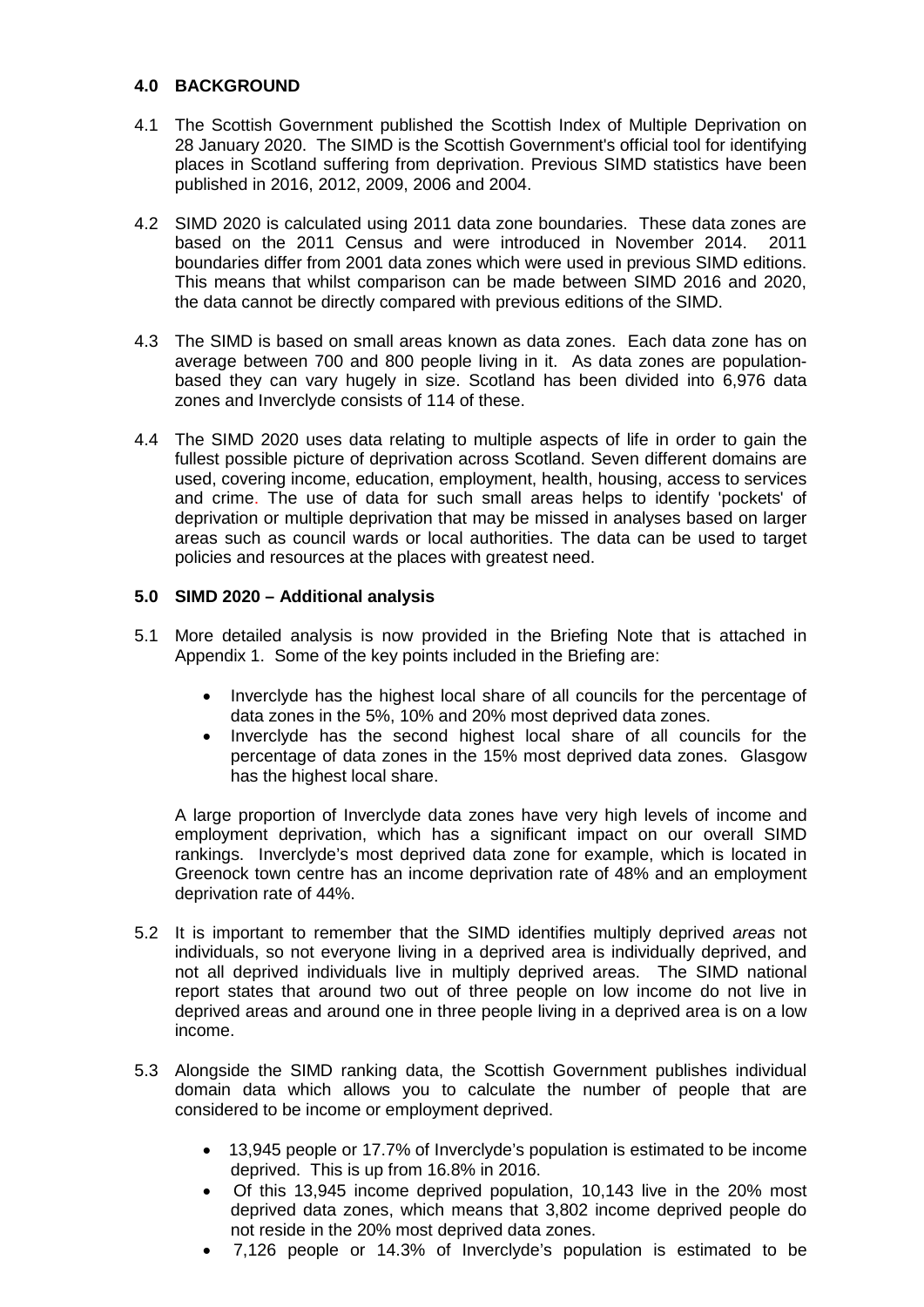## 4.0 BACKGROUND

4.1 The Scottish Government published the Scottish Index of Multiple Deprivation on 28 January 2020. The SIMD is the Scottish Government's official tool for identifying places in Scotland suffering from deprivation. Previous SIMD statistics have been published in 2016, 2012, 2009, 2006 and 2004.

4.2 SIMD 2020 is calculated using 2011 data zone boundaries. These data zones are based on the 2011 Census and were introduced in November 2014. 2011 boundaries differ from 2001 data zones which were used in previous SIMD editions. This means that whilst comparison can be made between SIMD 2016 and 2020, the data cannot be directly compared with previous editions of the SIMD.

4.3 The SIMD is based on small areas known as data zones. Each data zone has on average between 700 and 800 people living in it. As data zones are population-based they can vary hugely in size. Scotland has been divided into 6,976 data zones and Inverclyde consists of 114 of these.

4.4 The SIMD 2020 uses data relating to multiple aspects of life in order to gain the fullest possible picture of deprivation across Scotland. Seven different domains are used, covering income, education, employment, health, housing, access to services and crime. The use of data for such small areas helps to identify 'pockets' of deprivation or multiple deprivation that may be missed in analyses based on larger areas such as council wards or local authorities. The data can be used to target policies and resources at the places with greatest need.

## 5.0 SIMD 2020 – Additional analysis

5.1 More detailed analysis is now provided in the Briefing Note that is attached in Appendix 1. Some of the key points included in the Briefing are:

- Inverclyde has the highest local share of all councils for the percentage of data zones in the 5%, 10% and 20% most deprived data zones.
- Inverclyde has the second highest local share of all councils for the percentage of data zones in the 15% most deprived data zones. Glasgow has the highest local share.

A large proportion of Inverclyde data zones have very high levels of income and employment deprivation, which has a significant impact on our overall SIMD rankings. Inverclyde's most deprived data zone for example, which is located in Greenock town centre has an income deprivation rate of 48% and an employment deprivation rate of 44%.

5.2 It is important to remember that the SIMD identifies multiply deprived *areas* not individuals, so not everyone living in a deprived area is individually deprived, and not all deprived individuals live in multiply deprived areas. The SIMD national report states that around two out of three people on low income do not live in deprived areas and around one in three people living in a deprived area is on a low income.

5.3 Alongside the SIMD ranking data, the Scottish Government publishes individual domain data which allows you to calculate the number of people that are considered to be income or employment deprived.

- 13,945 people or 17.7% of Inverclyde's population is estimated to be income deprived. This is up from 16.8% in 2016.
- Of this 13,945 income deprived population, 10,143 live in the 20% most deprived data zones, which means that 3,802 income deprived people do not reside in the 20% most deprived data zones.
- 7,126 people or 14.3% of Inverclyde's population is estimated to be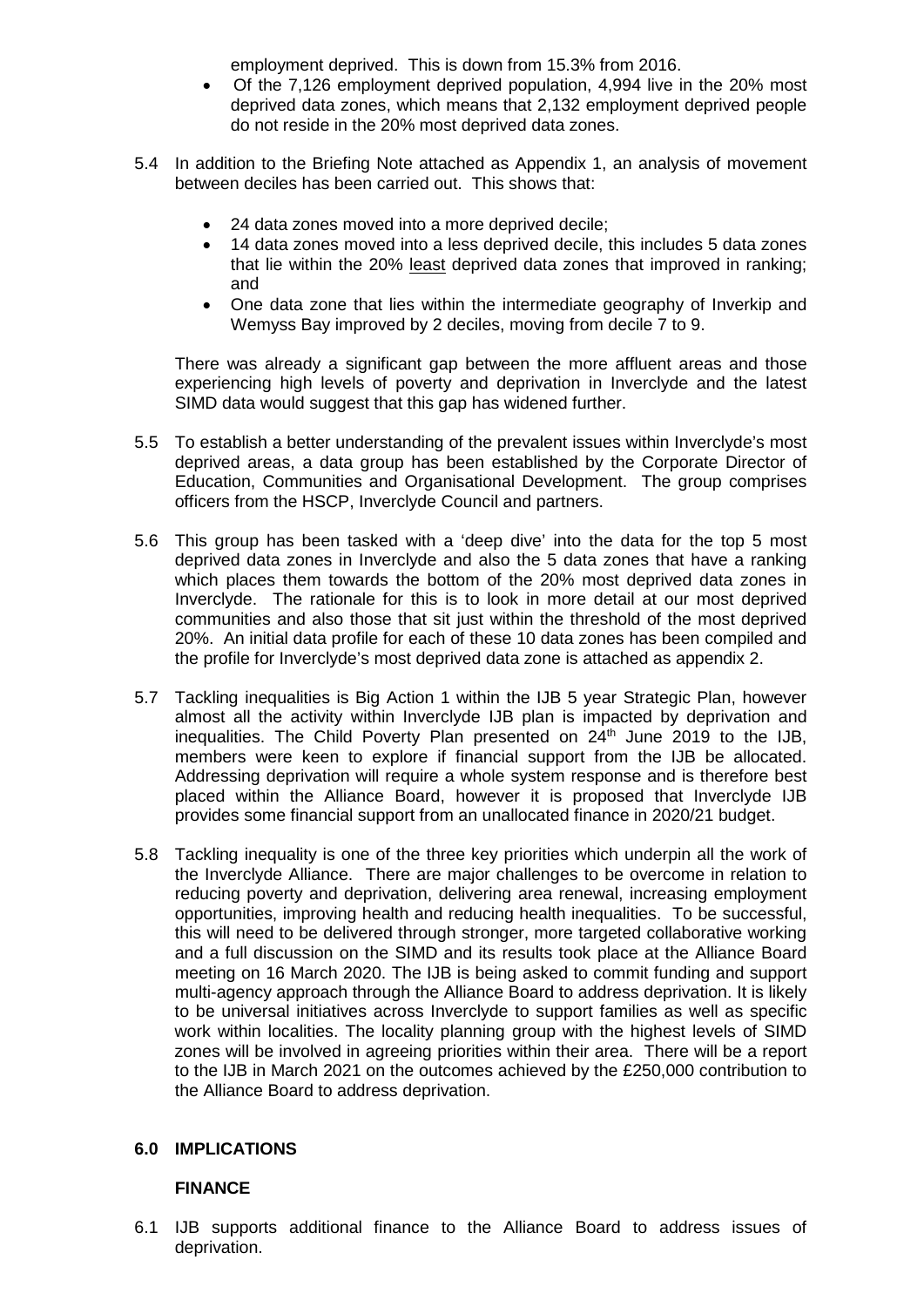employment deprived. This is down from 15.3% from 2016.

- Of the 7,126 employment deprived population, 4,994 live in the 20% most deprived data zones, which means that 2,132 employment deprived people do not reside in the 20% most deprived data zones.

5.4 In addition to the Briefing Note attached as Appendix 1, an analysis of movement between deciles has been carried out. This shows that:

- 24 data zones moved into a more deprived decile;
- 14 data zones moved into a less deprived decile, this includes 5 data zones that lie within the 20% least deprived data zones that improved in ranking; and
- One data zone that lies within the intermediate geography of Inverkip and Wemyss Bay improved by 2 deciles, moving from decile 7 to 9.

There was already a significant gap between the more affluent areas and those experiencing high levels of poverty and deprivation in Inverclyde and the latest SIMD data would suggest that this gap has widened further.

5.5 To establish a better understanding of the prevalent issues within Inverclyde's most deprived areas, a data group has been established by the Corporate Director of Education, Communities and Organisational Development. The group comprises officers from the HSCP, Inverclyde Council and partners.

5.6 This group has been tasked with a 'deep dive' into the data for the top 5 most deprived data zones in Inverclyde and also the 5 data zones that have a ranking which places them towards the bottom of the 20% most deprived data zones in Inverclyde. The rationale for this is to look in more detail at our most deprived communities and also those that sit just within the threshold of the most deprived 20%. An initial data profile for each of these 10 data zones has been compiled and the profile for Inverclyde's most deprived data zone is attached as appendix 2.

5.7 Tackling inequalities is Big Action 1 within the IJB 5 year Strategic Plan, however almost all the activity within Inverclyde IJB plan is impacted by deprivation and inequalities. The Child Poverty Plan presented on 24th June 2019 to the IJB, members were keen to explore if financial support from the IJB be allocated. Addressing deprivation will require a whole system response and is therefore best placed within the Alliance Board, however it is proposed that Inverclyde IJB provides some financial support from an unallocated finance in 2020/21 budget.

5.8 Tackling inequality is one of the three key priorities which underpin all the work of the Inverclyde Alliance. There are major challenges to be overcome in relation to reducing poverty and deprivation, delivering area renewal, increasing employment opportunities, improving health and reducing health inequalities. To be successful, this will need to be delivered through stronger, more targeted collaborative working and a full discussion on the SIMD and its results took place at the Alliance Board meeting on 16 March 2020. The IJB is being asked to commit funding and support multi-agency approach through the Alliance Board to address deprivation. It is likely to be universal initiatives across Inverclyde to support families as well as specific work within localities. The locality planning group with the highest levels of SIMD zones will be involved in agreeing priorities within their area. There will be a report to the IJB in March 2021 on the outcomes achieved by the £250,000 contribution to the Alliance Board to address deprivation.

## 6.0 IMPLICATIONS

### FINANCE

6.1 IJB supports additional finance to the Alliance Board to address issues of deprivation.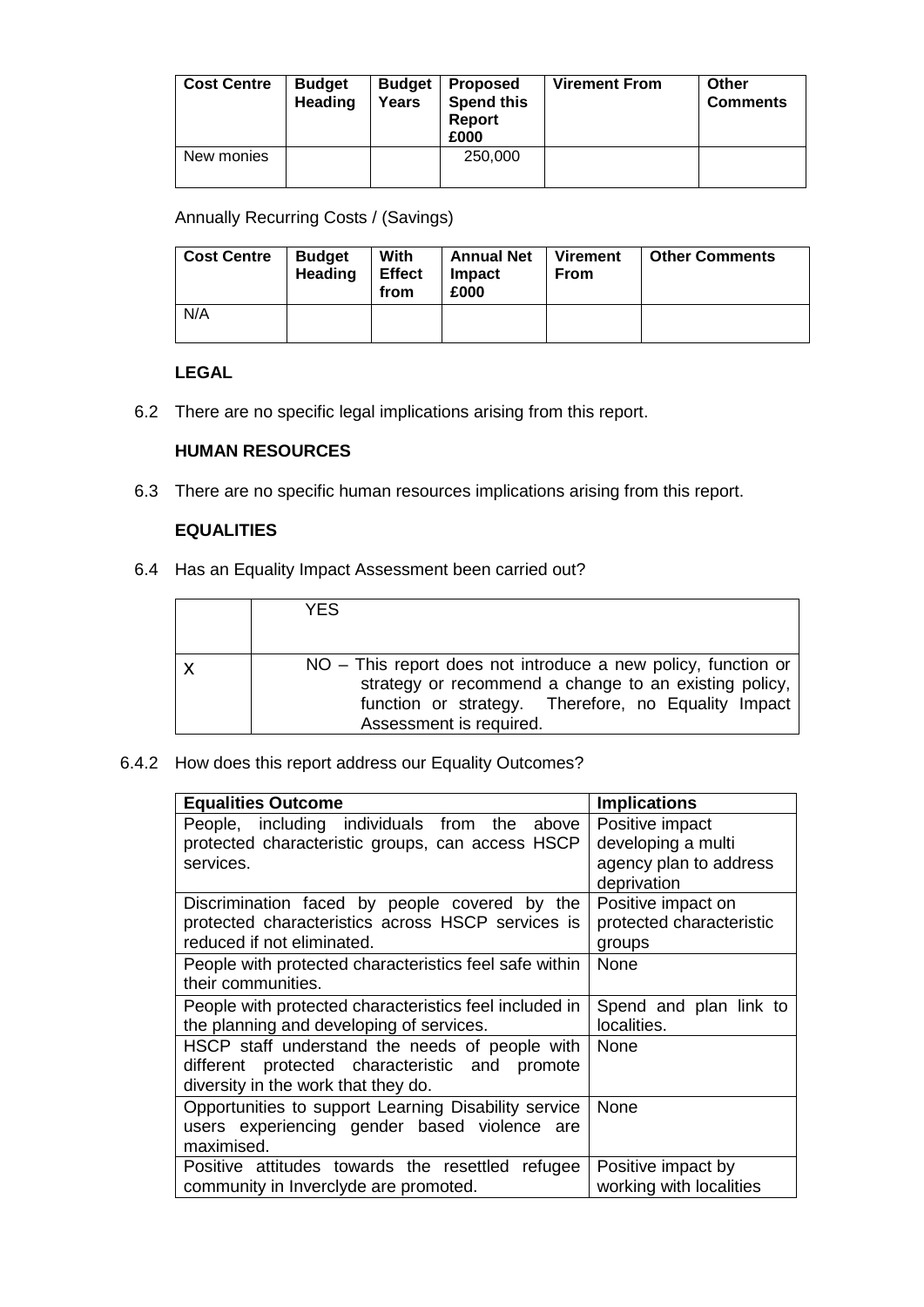| Cost Centre | Budget Heading | Budget Years | Proposed Spend this Report £000 | Virement From | Other Comments |
|---|---|---|---|---|---|
| New monies | | | 250,000 | | |

Annually Recurring Costs / (Savings)

| Cost Centre | Budget Heading | With Effect from | Annual Net Impact £000 | Virement From | Other Comments |
|---|---|---|---|---|---|
| N/A | | | | | |

**LEGAL**

6.2 There are no specific legal implications arising from this report.

**HUMAN RESOURCES**

6.3 There are no specific human resources implications arising from this report.

**EQUALITIES**

6.4 Has an Equality Impact Assessment been carried out?

| | |
|---|---|
| | YES |
| X | NO – This report does not introduce a new policy, function or strategy or recommend a change to an existing policy, function or strategy. Therefore, no Equality Impact Assessment is required. |

6.4.2 How does this report address our Equality Outcomes?

| Equalities Outcome | Implications |
|---|---|
| People, including individuals from the above protected characteristic groups, can access HSCP services. | Positive impact developing a multi agency plan to address deprivation |
| Discrimination faced by people covered by the protected characteristics across HSCP services is reduced if not eliminated. | Positive impact on protected characteristic groups |
| People with protected characteristics feel safe within their communities. | None |
| People with protected characteristics feel included in the planning and developing of services. | Spend and plan link to localities. |
| HSCP staff understand the needs of people with different protected characteristic and promote diversity in the work that they do. | None |
| Opportunities to support Learning Disability service users experiencing gender based violence are maximised. | None |
| Positive attitudes towards the resettled refugee community in Inverclyde are promoted. | Positive impact by working with localities |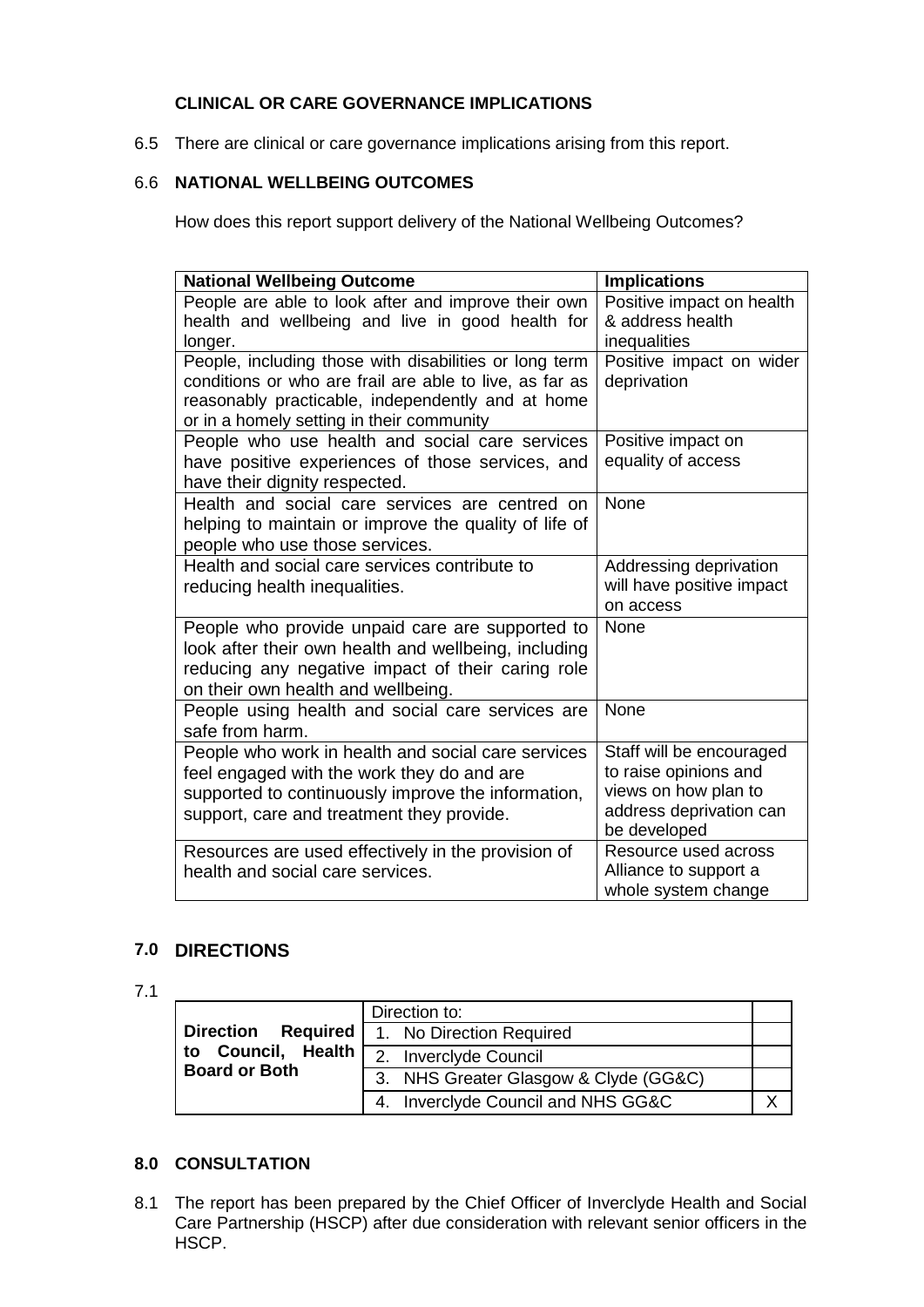### CLINICAL OR CARE GOVERNANCE IMPLICATIONS

6.5 There are clinical or care governance implications arising from this report.

### 6.6 NATIONAL WELLBEING OUTCOMES

How does this report support delivery of the National Wellbeing Outcomes?

| National Wellbeing Outcome | Implications |
|---|---|
| People are able to look after and improve their own health and wellbeing and live in good health for longer. | Positive impact on health & address health inequalities |
| People, including those with disabilities or long term conditions or who are frail are able to live, as far as reasonably practicable, independently and at home or in a homely setting in their community | Positive impact on wider deprivation |
| People who use health and social care services have positive experiences of those services, and have their dignity respected. | Positive impact on equality of access |
| Health and social care services are centred on helping to maintain or improve the quality of life of people who use those services. | None |
| Health and social care services contribute to reducing health inequalities. | Addressing deprivation will have positive impact on access |
| People who provide unpaid care are supported to look after their own health and wellbeing, including reducing any negative impact of their caring role on their own health and wellbeing. | None |
| People using health and social care services are safe from harm. | None |
| People who work in health and social care services feel engaged with the work they do and are supported to continuously improve the information, support, care and treatment they provide. | Staff will be encouraged to raise opinions and views on how plan to address deprivation can be developed |
| Resources are used effectively in the provision of health and social care services. | Resource used across Alliance to support a whole system change |

## 7.0 DIRECTIONS

7.1

| Direction Required to Council, Health Board or Both | Direction to: | |
|---|---|---|
| | 1. No Direction Required | |
| | 2. Inverclyde Council | |
| | 3. NHS Greater Glasgow & Clyde (GG&C) | |
| | 4. Inverclyde Council and NHS GG&C | X |

## 8.0 CONSULTATION

8.1 The report has been prepared by the Chief Officer of Inverclyde Health and Social Care Partnership (HSCP) after due consideration with relevant senior officers in the HSCP.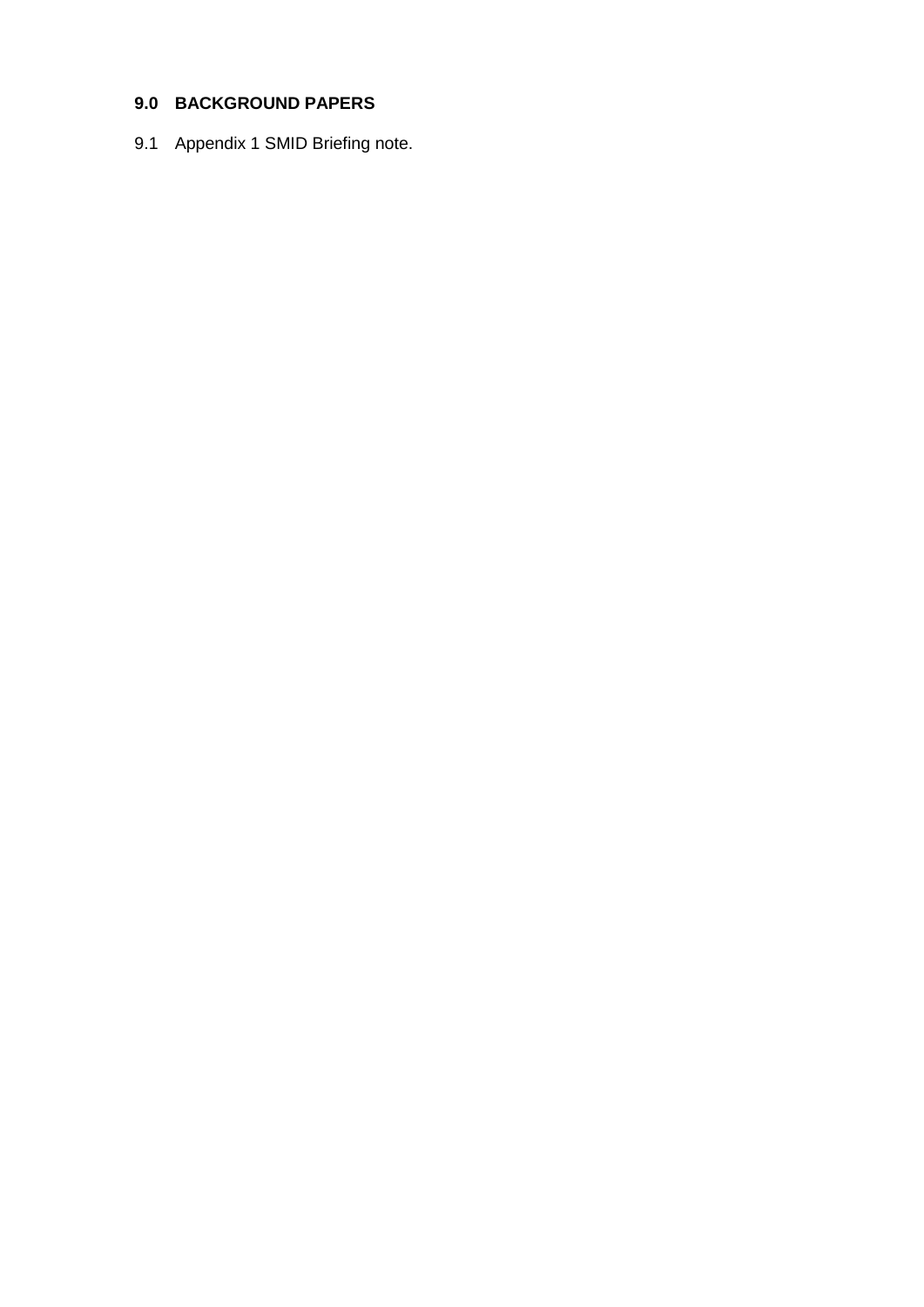## 9.0 BACKGROUND PAPERS

9.1 Appendix 1 SMID Briefing note.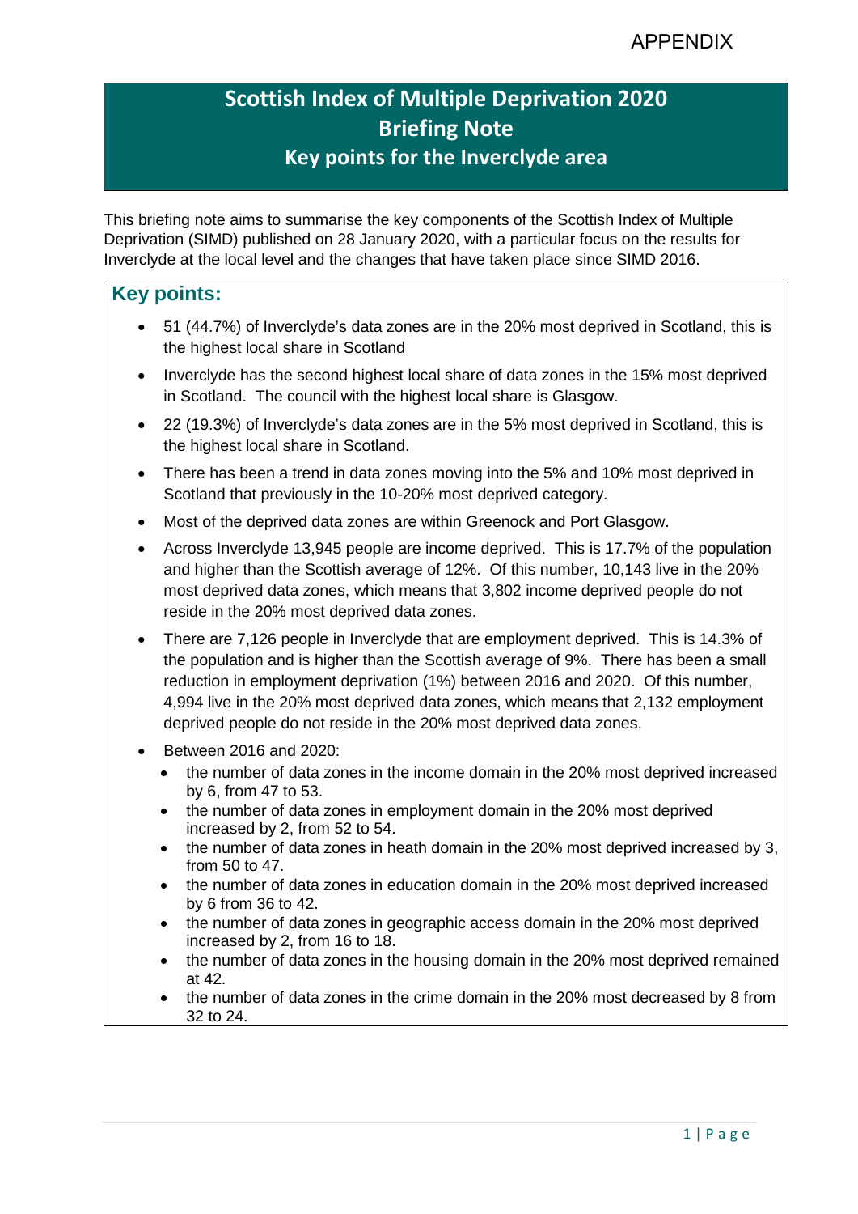APPENDIX

# Scottish Index of Multiple Deprivation 2020 Briefing Note Key points for the Inverclyde area

This briefing note aims to summarise the key components of the Scottish Index of Multiple Deprivation (SIMD) published on 28 January 2020, with a particular focus on the results for Inverclyde at the local level and the changes that have taken place since SIMD 2016.

## Key points:

- 51 (44.7%) of Inverclyde's data zones are in the 20% most deprived in Scotland, this is the highest local share in Scotland
- Inverclyde has the second highest local share of data zones in the 15% most deprived in Scotland. The council with the highest local share is Glasgow.
- 22 (19.3%) of Inverclyde's data zones are in the 5% most deprived in Scotland, this is the highest local share in Scotland.
- There has been a trend in data zones moving into the 5% and 10% most deprived in Scotland that previously in the 10-20% most deprived category.
- Most of the deprived data zones are within Greenock and Port Glasgow.
- Across Inverclyde 13,945 people are income deprived. This is 17.7% of the population and higher than the Scottish average of 12%. Of this number, 10,143 live in the 20% most deprived data zones, which means that 3,802 income deprived people do not reside in the 20% most deprived data zones.
- There are 7,126 people in Inverclyde that are employment deprived. This is 14.3% of the population and is higher than the Scottish average of 9%. There has been a small reduction in employment deprivation (1%) between 2016 and 2020. Of this number, 4,994 live in the 20% most deprived data zones, which means that 2,132 employment deprived people do not reside in the 20% most deprived data zones.
- Between 2016 and 2020:
  - the number of data zones in the income domain in the 20% most deprived increased by 6, from 47 to 53.
  - the number of data zones in employment domain in the 20% most deprived increased by 2, from 52 to 54.
  - the number of data zones in heath domain in the 20% most deprived increased by 3, from 50 to 47.
  - the number of data zones in education domain in the 20% most deprived increased by 6 from 36 to 42.
  - the number of data zones in geographic access domain in the 20% most deprived increased by 2, from 16 to 18.
  - the number of data zones in the housing domain in the 20% most deprived remained at 42.
  - the number of data zones in the crime domain in the 20% most decreased by 8 from 32 to 24.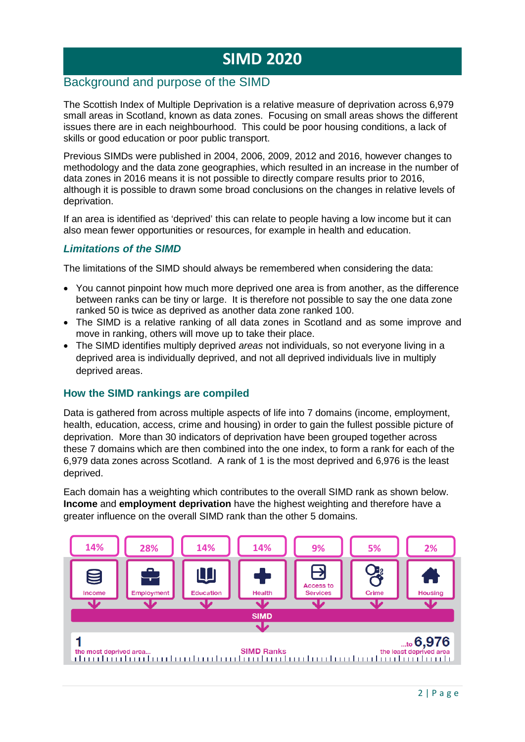# SIMD 2020

## Background and purpose of the SIMD

The Scottish Index of Multiple Deprivation is a relative measure of deprivation across 6,979 small areas in Scotland, known as data zones. Focusing on small areas shows the different issues there are in each neighbourhood. This could be poor housing conditions, a lack of skills or good education or poor public transport.

Previous SIMDs were published in 2004, 2006, 2009, 2012 and 2016, however changes to methodology and the data zone geographies, which resulted in an increase in the number of data zones in 2016 means it is not possible to directly compare results prior to 2016, although it is possible to drawn some broad conclusions on the changes in relative levels of deprivation.

If an area is identified as 'deprived' this can relate to people having a low income but it can also mean fewer opportunities or resources, for example in health and education.

### *Limitations of the SIMD*

The limitations of the SIMD should always be remembered when considering the data:

- You cannot pinpoint how much more deprived one area is from another, as the difference between ranks can be tiny or large. It is therefore not possible to say the one data zone ranked 50 is twice as deprived as another data zone ranked 100.
- The SIMD is a relative ranking of all data zones in Scotland and as some improve and move in ranking, others will move up to take their place.
- The SIMD identifies multiply deprived *areas* not individuals, so not everyone living in a deprived area is individually deprived, and not all deprived individuals live in multiply deprived areas.

### How the SIMD rankings are compiled

Data is gathered from across multiple aspects of life into 7 domains (income, employment, health, education, access, crime and housing) in order to gain the fullest possible picture of deprivation. More than 30 indicators of deprivation have been grouped together across these 7 domains which are then combined into the one index, to form a rank for each of the 6,979 data zones across Scotland. A rank of 1 is the most deprived and 6,976 is the least deprived.

Each domain has a weighting which contributes to the overall SIMD rank as shown below. **Income** and **employment deprivation** have the highest weighting and therefore have a greater influence on the overall SIMD rank than the other 5 domains.

| Income | Employment | Education | Health | Access to Services | Crime | Housing |
|---|---|---|---|---|---|---|
| 14% | 28% | 14% | 14% | 9% | 5% | 2% |

SIMD

SIMD Ranks: 1 the most deprived area... ...to 6,976 the least deprived area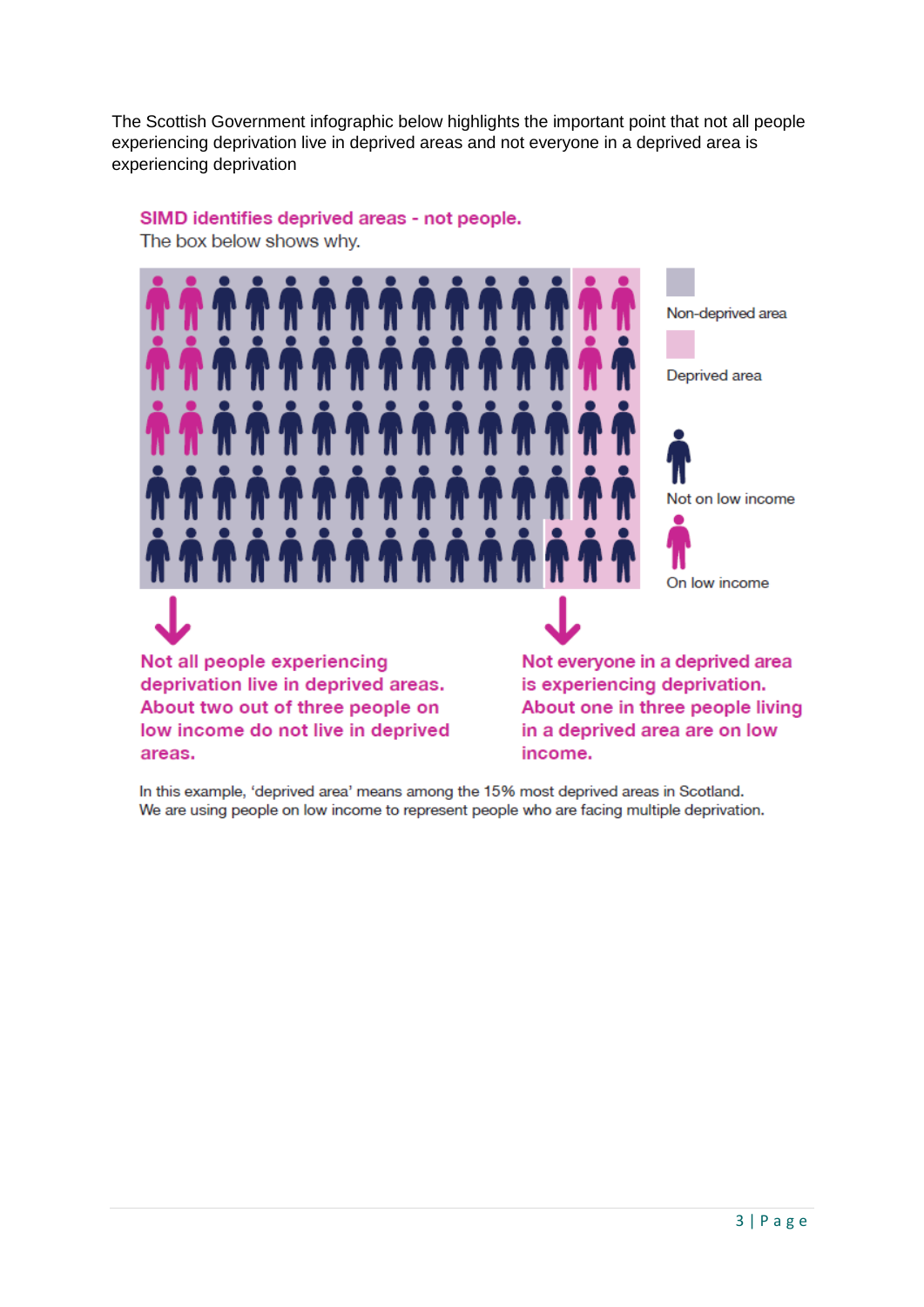The Scottish Government infographic below highlights the important point that not all people experiencing deprivation live in deprived areas and not everyone in a deprived area is experiencing deprivation

**SIMD identifies deprived areas - not people.**
The box below shows why.

Non-deprived area

Deprived area

Not on low income

On low income

**Not all people experiencing deprivation live in deprived areas. About two out of three people on low income do not live in deprived areas.**

**Not everyone in a deprived area is experiencing deprivation. About one in three people living in a deprived area are on low income.**

In this example, 'deprived area' means among the 15% most deprived areas in Scotland.
We are using people on low income to represent people who are facing multiple deprivation.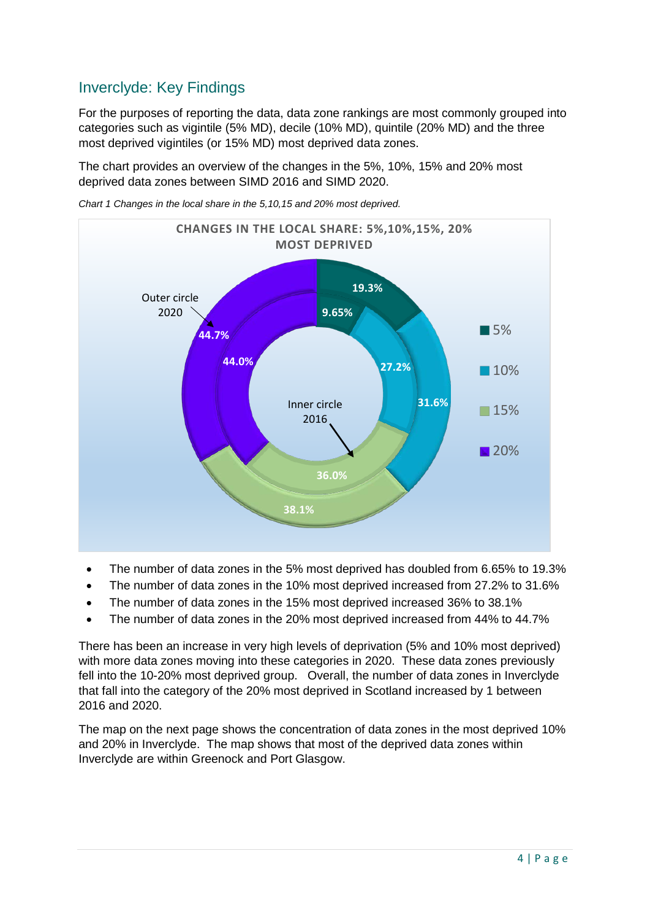## Inverclyde: Key Findings

For the purposes of reporting the data, data zone rankings are most commonly grouped into categories such as vigintile (5% MD), decile (10% MD), quintile (20% MD) and the three most deprived vigintiles (or 15% MD) most deprived data zones.

The chart provides an overview of the changes in the 5%, 10%, 15% and 20% most deprived data zones between SIMD 2016 and SIMD 2020.

*Chart 1 Changes in the local share in the 5,10,15 and 20% most deprived.*

**CHANGES IN THE LOCAL SHARE: 5%,10%,15%, 20% MOST DEPRIVED**

| | Inner circle 2016 | Outer circle 2020 |
|---|---|---|
| 5% | 9.65% | 19.3% |
| 10% | 27.2% | 31.6% |
| 15% | 36.0% | 38.1% |
| 20% | 44.0% | 44.7% |

- The number of data zones in the 5% most deprived has doubled from 6.65% to 19.3%
- The number of data zones in the 10% most deprived increased from 27.2% to 31.6%
- The number of data zones in the 15% most deprived increased 36% to 38.1%
- The number of data zones in the 20% most deprived increased from 44% to 44.7%

There has been an increase in very high levels of deprivation (5% and 10% most deprived) with more data zones moving into these categories in 2020. These data zones previously fell into the 10-20% most deprived group. Overall, the number of data zones in Inverclyde that fall into the category of the 20% most deprived in Scotland increased by 1 between 2016 and 2020.

The map on the next page shows the concentration of data zones in the most deprived 10% and 20% in Inverclyde. The map shows that most of the deprived data zones within Inverclyde are within Greenock and Port Glasgow.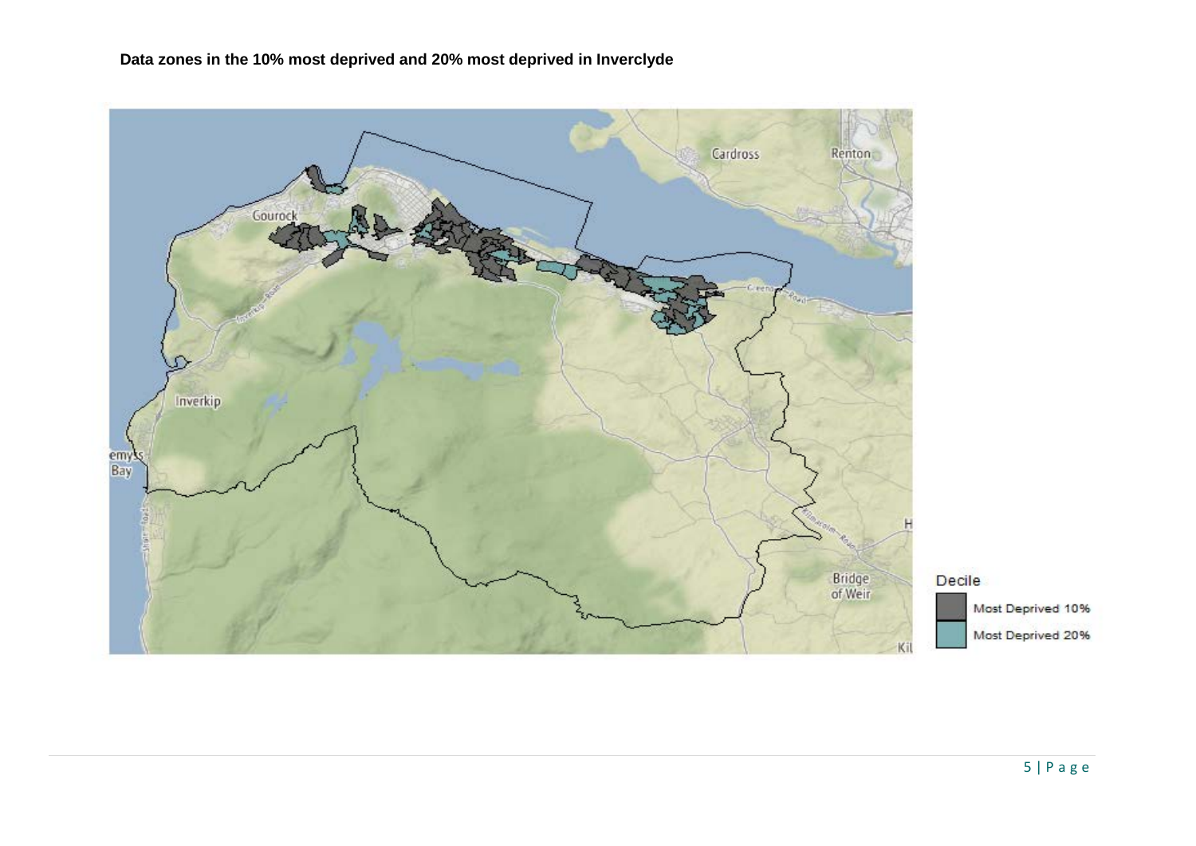**Data zones in the 10% most deprived and 20% most deprived in Inverclyde**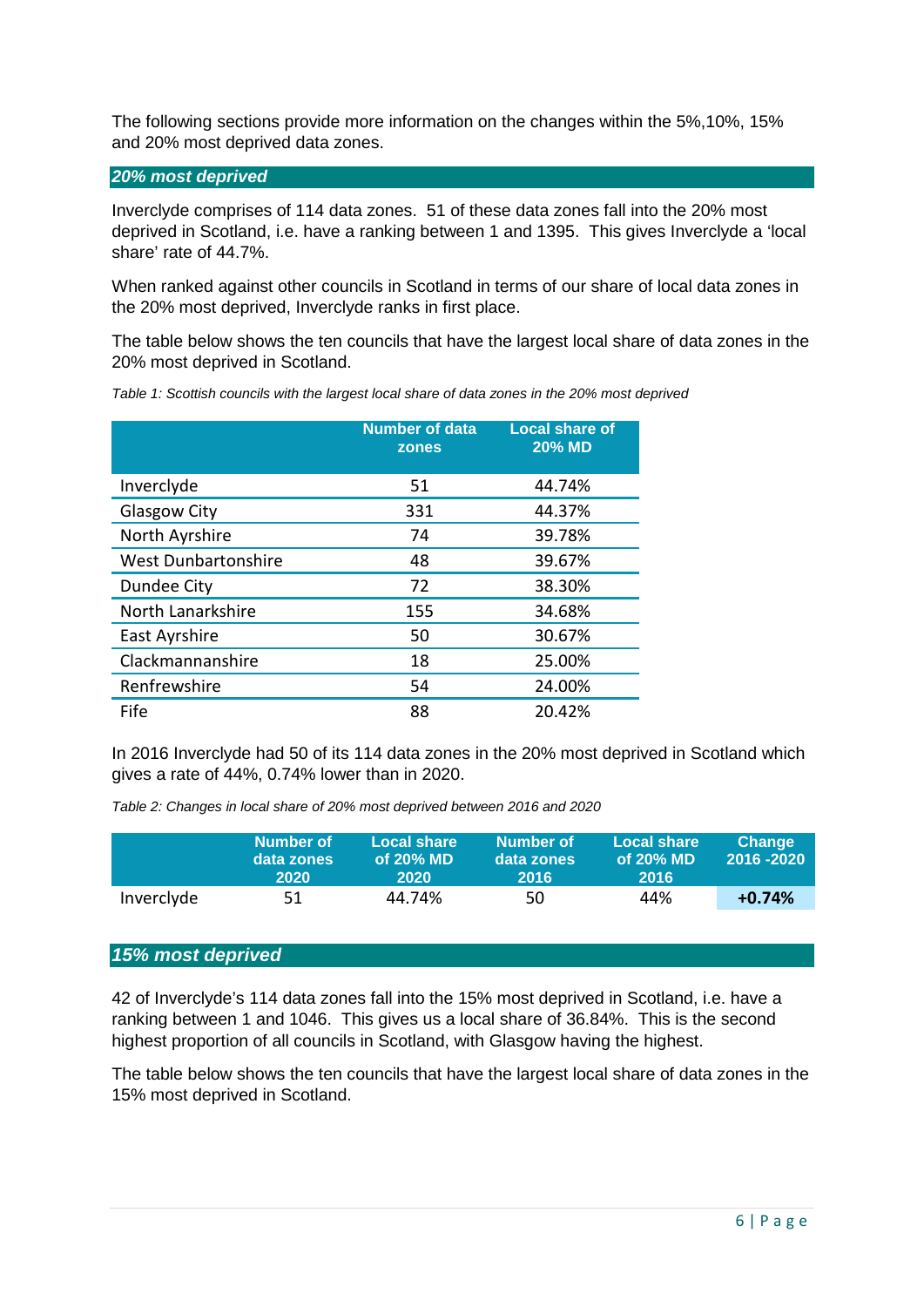The following sections provide more information on the changes within the 5%,10%, 15% and 20% most deprived data zones.

### *20% most deprived*

Inverclyde comprises of 114 data zones. 51 of these data zones fall into the 20% most deprived in Scotland, i.e. have a ranking between 1 and 1395. This gives Inverclyde a 'local share' rate of 44.7%.

When ranked against other councils in Scotland in terms of our share of local data zones in the 20% most deprived, Inverclyde ranks in first place.

The table below shows the ten councils that have the largest local share of data zones in the 20% most deprived in Scotland.

*Table 1: Scottish councils with the largest local share of data zones in the 20% most deprived*

| | Number of data zones | Local share of 20% MD |
|---|---|---|
| Inverclyde | 51 | 44.74% |
| Glasgow City | 331 | 44.37% |
| North Ayrshire | 74 | 39.78% |
| West Dunbartonshire | 48 | 39.67% |
| Dundee City | 72 | 38.30% |
| North Lanarkshire | 155 | 34.68% |
| East Ayrshire | 50 | 30.67% |
| Clackmannanshire | 18 | 25.00% |
| Renfrewshire | 54 | 24.00% |
| Fife | 88 | 20.42% |

In 2016 Inverclyde had 50 of its 114 data zones in the 20% most deprived in Scotland which gives a rate of 44%, 0.74% lower than in 2020.

*Table 2: Changes in local share of 20% most deprived between 2016 and 2020*

| | Number of data zones 2020 | Local share of 20% MD 2020 | Number of data zones 2016 | Local share of 20% MD 2016 | Change 2016 -2020 |
|---|---|---|---|---|---|
| Inverclyde | 51 | 44.74% | 50 | 44% | **+0.74%** |

### *15% most deprived*

42 of Inverclyde's 114 data zones fall into the 15% most deprived in Scotland, i.e. have a ranking between 1 and 1046. This gives us a local share of 36.84%. This is the second highest proportion of all councils in Scotland, with Glasgow having the highest.

The table below shows the ten councils that have the largest local share of data zones in the 15% most deprived in Scotland.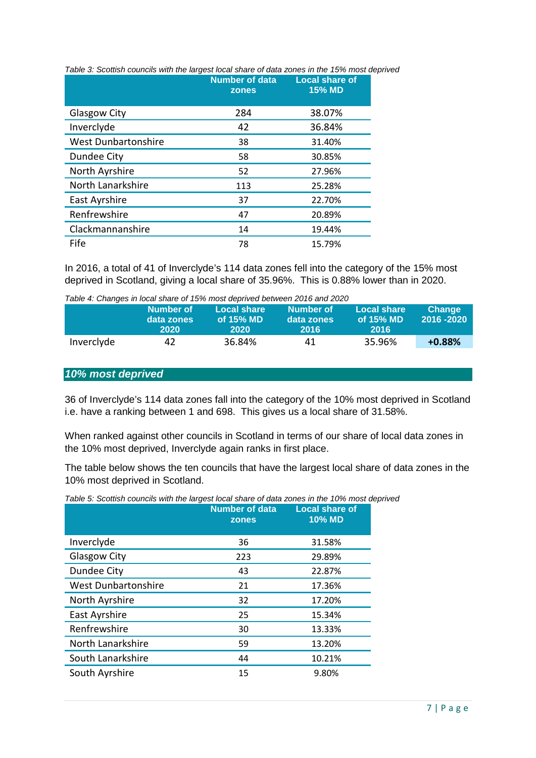*Table 3: Scottish councils with the largest local share of data zones in the 15% most deprived*

| | Number of data zones | Local share of 15% MD |
|---|---|---|
| Glasgow City | 284 | 38.07% |
| Inverclyde | 42 | 36.84% |
| West Dunbartonshire | 38 | 31.40% |
| Dundee City | 58 | 30.85% |
| North Ayrshire | 52 | 27.96% |
| North Lanarkshire | 113 | 25.28% |
| East Ayrshire | 37 | 22.70% |
| Renfrewshire | 47 | 20.89% |
| Clackmannanshire | 14 | 19.44% |
| Fife | 78 | 15.79% |

In 2016, a total of 41 of Inverclyde's 114 data zones fell into the category of the 15% most deprived in Scotland, giving a local share of 35.96%. This is 0.88% lower than in 2020.

*Table 4: Changes in local share of 15% most deprived between 2016 and 2020*

| | Number of data zones 2020 | Local share of 15% MD 2020 | Number of data zones 2016 | Local share of 15% MD 2016 | Change 2016 -2020 |
|---|---|---|---|---|---|
| Inverclyde | 42 | 36.84% | 41 | 35.96% | **+0.88%** |

## *10% most deprived*

36 of Inverclyde's 114 data zones fall into the category of the 10% most deprived in Scotland i.e. have a ranking between 1 and 698. This gives us a local share of 31.58%.

When ranked against other councils in Scotland in terms of our share of local data zones in the 10% most deprived, Inverclyde again ranks in first place.

The table below shows the ten councils that have the largest local share of data zones in the 10% most deprived in Scotland.

*Table 5: Scottish councils with the largest local share of data zones in the 10% most deprived*

| | Number of data zones | Local share of 10% MD |
|---|---|---|
| Inverclyde | 36 | 31.58% |
| Glasgow City | 223 | 29.89% |
| Dundee City | 43 | 22.87% |
| West Dunbartonshire | 21 | 17.36% |
| North Ayrshire | 32 | 17.20% |
| East Ayrshire | 25 | 15.34% |
| Renfrewshire | 30 | 13.33% |
| North Lanarkshire | 59 | 13.20% |
| South Lanarkshire | 44 | 10.21% |
| South Ayrshire | 15 | 9.80% |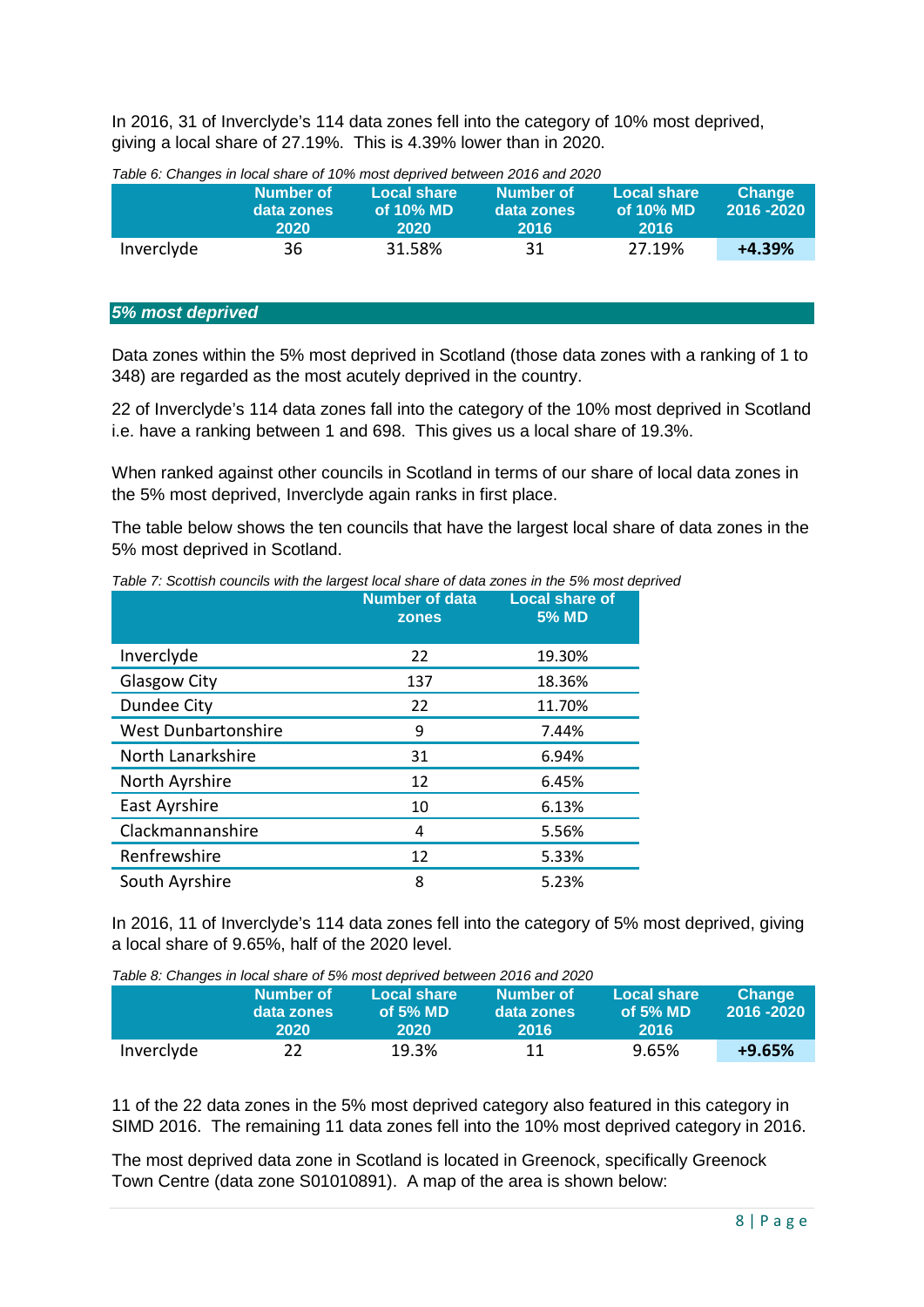In 2016, 31 of Inverclyde's 114 data zones fell into the category of 10% most deprived, giving a local share of 27.19%. This is 4.39% lower than in 2020.

*Table 6: Changes in local share of 10% most deprived between 2016 and 2020*

| | Number of data zones 2020 | Local share of 10% MD 2020 | Number of data zones 2016 | Local share of 10% MD 2016 | Change 2016 -2020 |
|---|---|---|---|---|---|
| Inverclyde | 36 | 31.58% | 31 | 27.19% | **+4.39%** |

## *5% most deprived*

Data zones within the 5% most deprived in Scotland (those data zones with a ranking of 1 to 348) are regarded as the most acutely deprived in the country.

22 of Inverclyde's 114 data zones fall into the category of the 10% most deprived in Scotland i.e. have a ranking between 1 and 698. This gives us a local share of 19.3%.

When ranked against other councils in Scotland in terms of our share of local data zones in the 5% most deprived, Inverclyde again ranks in first place.

The table below shows the ten councils that have the largest local share of data zones in the 5% most deprived in Scotland.

*Table 7: Scottish councils with the largest local share of data zones in the 5% most deprived*

| | Number of data zones | Local share of 5% MD |
|---|---|---|
| Inverclyde | 22 | 19.30% |
| Glasgow City | 137 | 18.36% |
| Dundee City | 22 | 11.70% |
| West Dunbartonshire | 9 | 7.44% |
| North Lanarkshire | 31 | 6.94% |
| North Ayrshire | 12 | 6.45% |
| East Ayrshire | 10 | 6.13% |
| Clackmannanshire | 4 | 5.56% |
| Renfrewshire | 12 | 5.33% |
| South Ayrshire | 8 | 5.23% |

In 2016, 11 of Inverclyde's 114 data zones fell into the category of 5% most deprived, giving a local share of 9.65%, half of the 2020 level.

*Table 8: Changes in local share of 5% most deprived between 2016 and 2020*

| | Number of data zones 2020 | Local share of 5% MD 2020 | Number of data zones 2016 | Local share of 5% MD 2016 | Change 2016 -2020 |
|---|---|---|---|---|---|
| Inverclyde | 22 | 19.3% | 11 | 9.65% | **+9.65%** |

11 of the 22 data zones in the 5% most deprived category also featured in this category in SIMD 2016. The remaining 11 data zones fell into the 10% most deprived category in 2016.

The most deprived data zone in Scotland is located in Greenock, specifically Greenock Town Centre (data zone S01010891). A map of the area is shown below: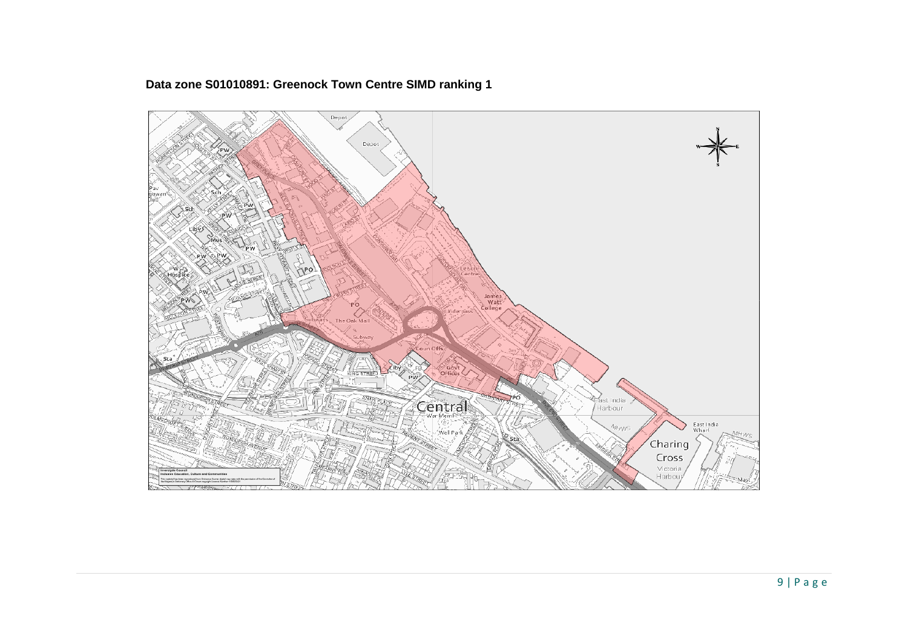**Data zone S01010891: Greenock Town Centre SIMD ranking 1**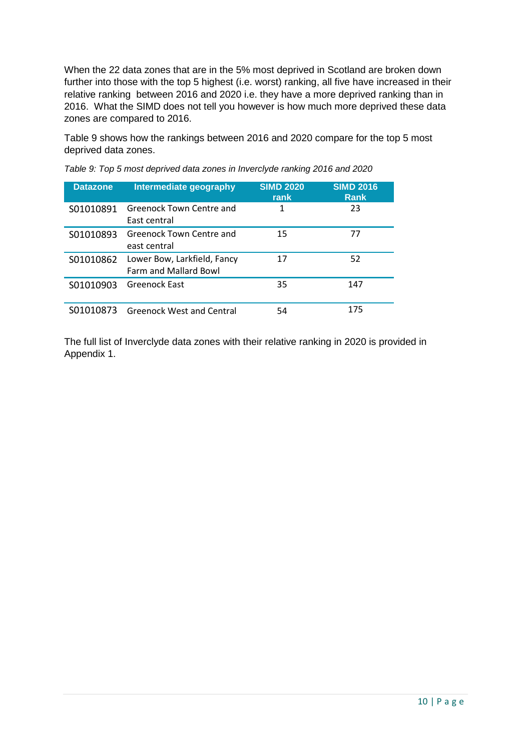When the 22 data zones that are in the 5% most deprived in Scotland are broken down further into those with the top 5 highest (i.e. worst) ranking, all five have increased in their relative ranking between 2016 and 2020 i.e. they have a more deprived ranking than in 2016. What the SIMD does not tell you however is how much more deprived these data zones are compared to 2016.

Table 9 shows how the rankings between 2016 and 2020 compare for the top 5 most deprived data zones.

*Table 9: Top 5 most deprived data zones in Inverclyde ranking 2016 and 2020*

| Datazone | Intermediate geography | SIMD 2020 rank | SIMD 2016 Rank |
|---|---|---|---|
| S01010891 | Greenock Town Centre and East central | 1 | 23 |
| S01010893 | Greenock Town Centre and east central | 15 | 77 |
| S01010862 | Lower Bow, Larkfield, Fancy Farm and Mallard Bowl | 17 | 52 |
| S01010903 | Greenock East | 35 | 147 |
| S01010873 | Greenock West and Central | 54 | 175 |

The full list of Inverclyde data zones with their relative ranking in 2020 is provided in Appendix 1.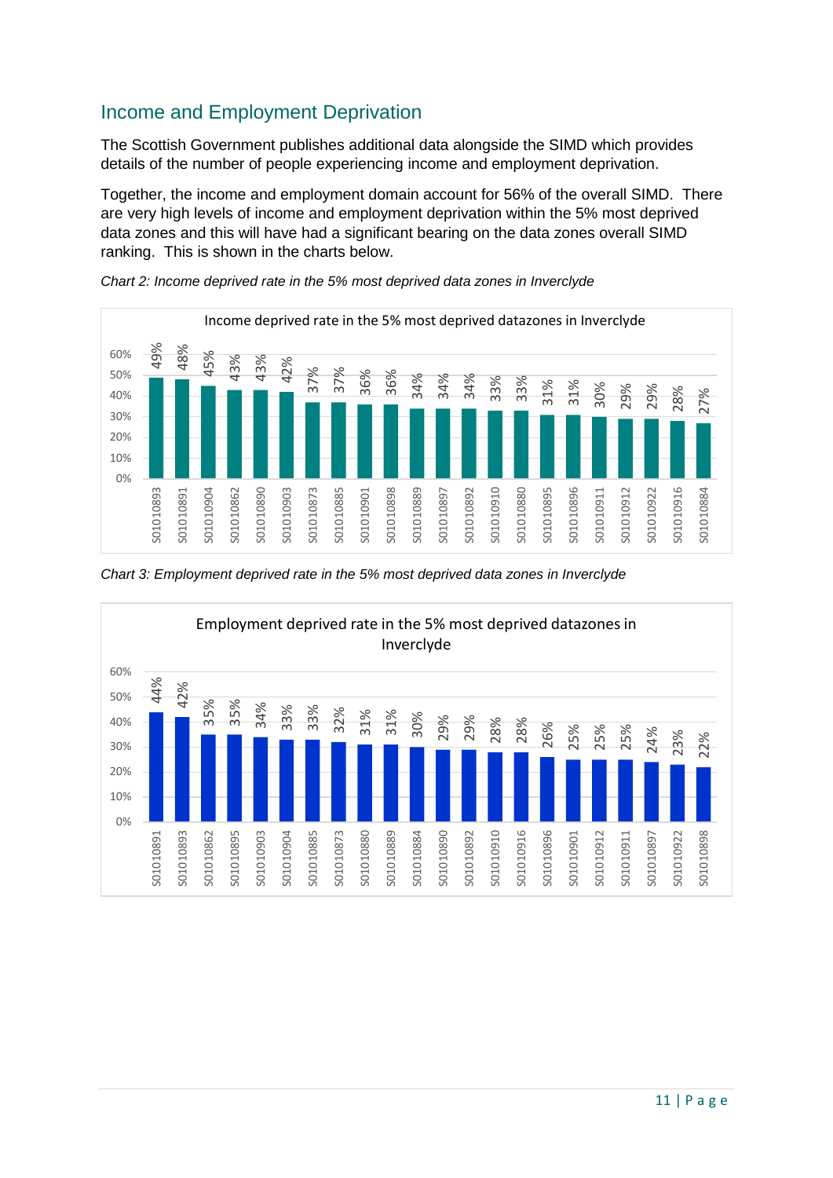## Income and Employment Deprivation

The Scottish Government publishes additional data alongside the SIMD which provides details of the number of people experiencing income and employment deprivation.

Together, the income and employment domain account for 56% of the overall SIMD. There are very high levels of income and employment deprivation within the 5% most deprived data zones and this will have had a significant bearing on the data zones overall SIMD ranking. This is shown in the charts below.

*Chart 2: Income deprived rate in the 5% most deprived data zones in Inverclyde*

Income deprived rate in the 5% most deprived datazones in Inverclyde

| Data zone | Income deprived rate |
|---|---|
| S01010893 | 49% |
| S01010891 | 48% |
| S01010904 | 45% |
| S01010862 | 43% |
| S01010890 | 43% |
| S01010903 | 42% |
| S01010873 | 37% |
| S01010885 | 37% |
| S01010901 | 36% |
| S01010898 | 36% |
| S01010889 | 34% |
| S01010897 | 34% |
| S01010892 | 34% |
| S01010910 | 33% |
| S01010880 | 33% |
| S01010895 | 31% |
| S01010896 | 31% |
| S01010911 | 30% |
| S01010912 | 29% |
| S01010922 | 29% |
| S01010916 | 28% |
| S01010884 | 27% |

*Chart 3: Employment deprived rate in the 5% most deprived data zones in Inverclyde*

Employment deprived rate in the 5% most deprived datazones in Inverclyde

| Data zone | Employment deprived rate |
|---|---|
| S01010891 | 44% |
| S01010893 | 42% |
| S01010862 | 35% |
| S01010895 | 35% |
| S01010903 | 34% |
| S01010904 | 33% |
| S01010885 | 33% |
| S01010873 | 32% |
| S01010880 | 31% |
| S01010889 | 31% |
| S01010884 | 30% |
| S01010890 | 29% |
| S01010892 | 29% |
| S01010910 | 28% |
| S01010916 | 28% |
| S01010896 | 26% |
| S01010901 | 25% |
| S01010912 | 25% |
| S01010911 | 25% |
| S01010897 | 24% |
| S01010922 | 23% |
| S01010898 | 22% |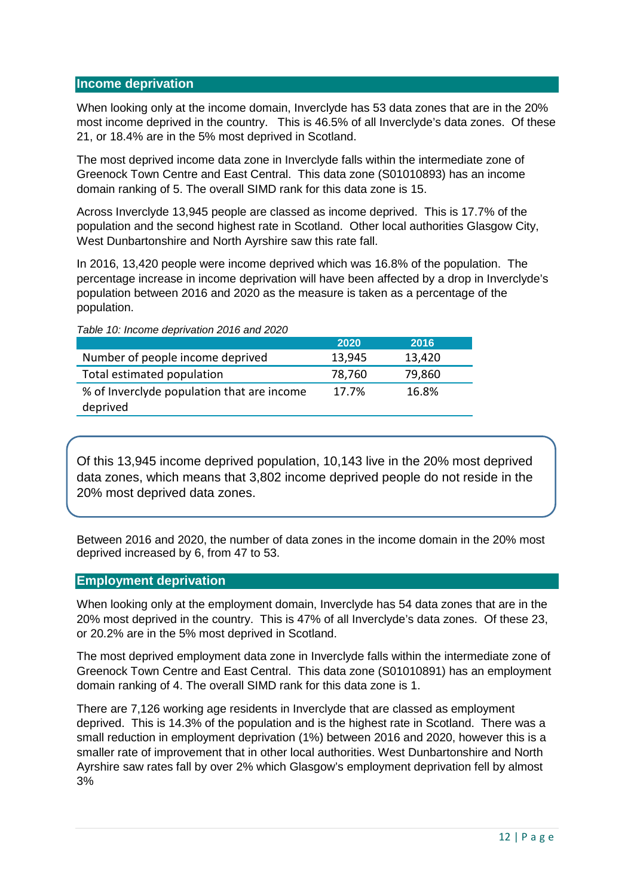## Income deprivation

When looking only at the income domain, Inverclyde has 53 data zones that are in the 20% most income deprived in the country. This is 46.5% of all Inverclyde's data zones. Of these 21, or 18.4% are in the 5% most deprived in Scotland.

The most deprived income data zone in Inverclyde falls within the intermediate zone of Greenock Town Centre and East Central. This data zone (S01010893) has an income domain ranking of 5. The overall SIMD rank for this data zone is 15.

Across Inverclyde 13,945 people are classed as income deprived. This is 17.7% of the population and the second highest rate in Scotland. Other local authorities Glasgow City, West Dunbartonshire and North Ayrshire saw this rate fall.

In 2016, 13,420 people were income deprived which was 16.8% of the population. The percentage increase in income deprivation will have been affected by a drop in Inverclyde's population between 2016 and 2020 as the measure is taken as a percentage of the population.

*Table 10: Income deprivation 2016 and 2020*

| | 2020 | 2016 |
|---|---|---|
| Number of people income deprived | 13,945 | 13,420 |
| Total estimated population | 78,760 | 79,860 |
| % of Inverclyde population that are income deprived | 17.7% | 16.8% |

Of this 13,945 income deprived population, 10,143 live in the 20% most deprived data zones, which means that 3,802 income deprived people do not reside in the 20% most deprived data zones.

Between 2016 and 2020, the number of data zones in the income domain in the 20% most deprived increased by 6, from 47 to 53.

## Employment deprivation

When looking only at the employment domain, Inverclyde has 54 data zones that are in the 20% most deprived in the country. This is 47% of all Inverclyde's data zones. Of these 23, or 20.2% are in the 5% most deprived in Scotland.

The most deprived employment data zone in Inverclyde falls within the intermediate zone of Greenock Town Centre and East Central. This data zone (S01010891) has an employment domain ranking of 4. The overall SIMD rank for this data zone is 1.

There are 7,126 working age residents in Inverclyde that are classed as employment deprived. This is 14.3% of the population and is the highest rate in Scotland. There was a small reduction in employment deprivation (1%) between 2016 and 2020, however this is a smaller rate of improvement that in other local authorities. West Dunbartonshire and North Ayrshire saw rates fall by over 2% which Glasgow's employment deprivation fell by almost 3%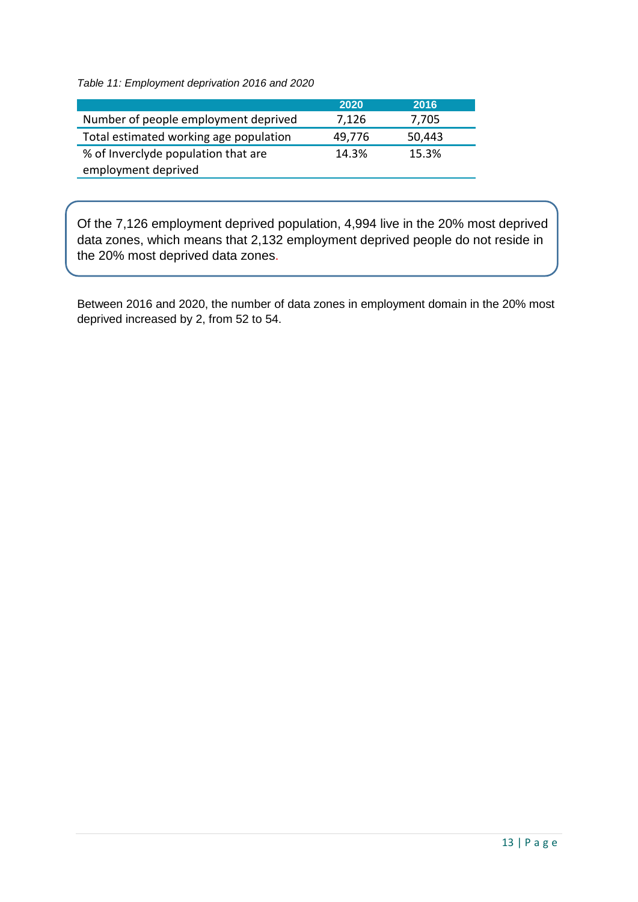*Table 11: Employment deprivation 2016 and 2020*

| | 2020 | 2016 |
|---|---|---|
| Number of people employment deprived | 7,126 | 7,705 |
| Total estimated working age population | 49,776 | 50,443 |
| % of Inverclyde population that are employment deprived | 14.3% | 15.3% |

Of the 7,126 employment deprived population, 4,994 live in the 20% most deprived data zones, which means that 2,132 employment deprived people do not reside in the 20% most deprived data zones.

Between 2016 and 2020, the number of data zones in employment domain in the 20% most deprived increased by 2, from 52 to 54.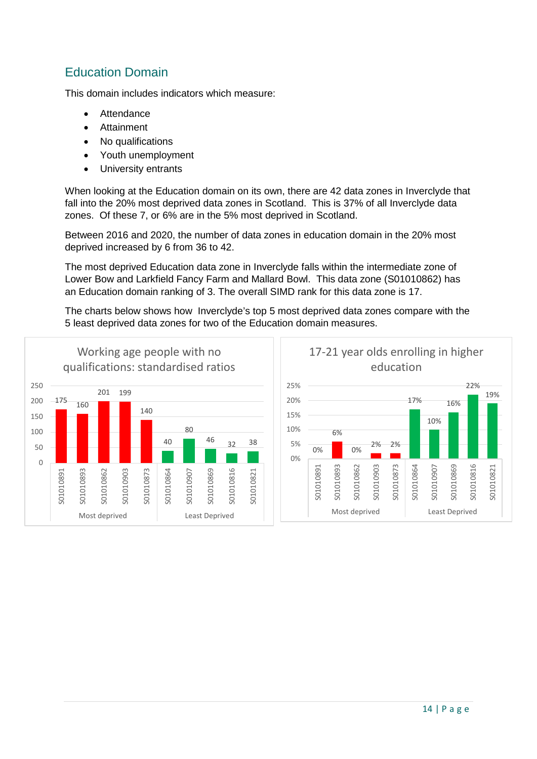## Education Domain

This domain includes indicators which measure:

- Attendance
- Attainment
- No qualifications
- Youth unemployment
- University entrants

When looking at the Education domain on its own, there are 42 data zones in Inverclyde that fall into the 20% most deprived data zones in Scotland. This is 37% of all Inverclyde data zones. Of these 7, or 6% are in the 5% most deprived in Scotland.

Between 2016 and 2020, the number of data zones in education domain in the 20% most deprived increased by 6 from 36 to 42.

The most deprived Education data zone in Inverclyde falls within the intermediate zone of Lower Bow and Larkfield Fancy Farm and Mallard Bowl. This data zone (S01010862) has an Education domain ranking of 3. The overall SIMD rank for this data zone is 17.

The charts below shows how Inverclyde's top 5 most deprived data zones compare with the 5 least deprived data zones for two of the Education domain measures.

**Working age people with no qualifications: standardised ratios**

| Group | Data zone | Standardised ratio |
|---|---|---|
| Most deprived | S01010891 | 175 |
| Most deprived | S01010893 | 160 |
| Most deprived | S01010862 | 201 |
| Most deprived | S01010903 | 199 |
| Most deprived | S01010873 | 140 |
| Least Deprived | S01010864 | 40 |
| Least Deprived | S01010907 | 80 |
| Least Deprived | S01010869 | 46 |
| Least Deprived | S01010816 | 32 |
| Least Deprived | S01010821 | 38 |

**17-21 year olds enrolling in higher education**

| Group | Data zone | % |
|---|---|---|
| Most deprived | S01010891 | 0% |
| Most deprived | S01010893 | 6% |
| Most deprived | S01010862 | 0% |
| Most deprived | S01010903 | 2% |
| Most deprived | S01010873 | 2% |
| Least Deprived | S01010864 | 17% |
| Least Deprived | S01010907 | 10% |
| Least Deprived | S01010869 | 16% |
| Least Deprived | S01010816 | 22% |
| Least Deprived | S01010821 | 19% |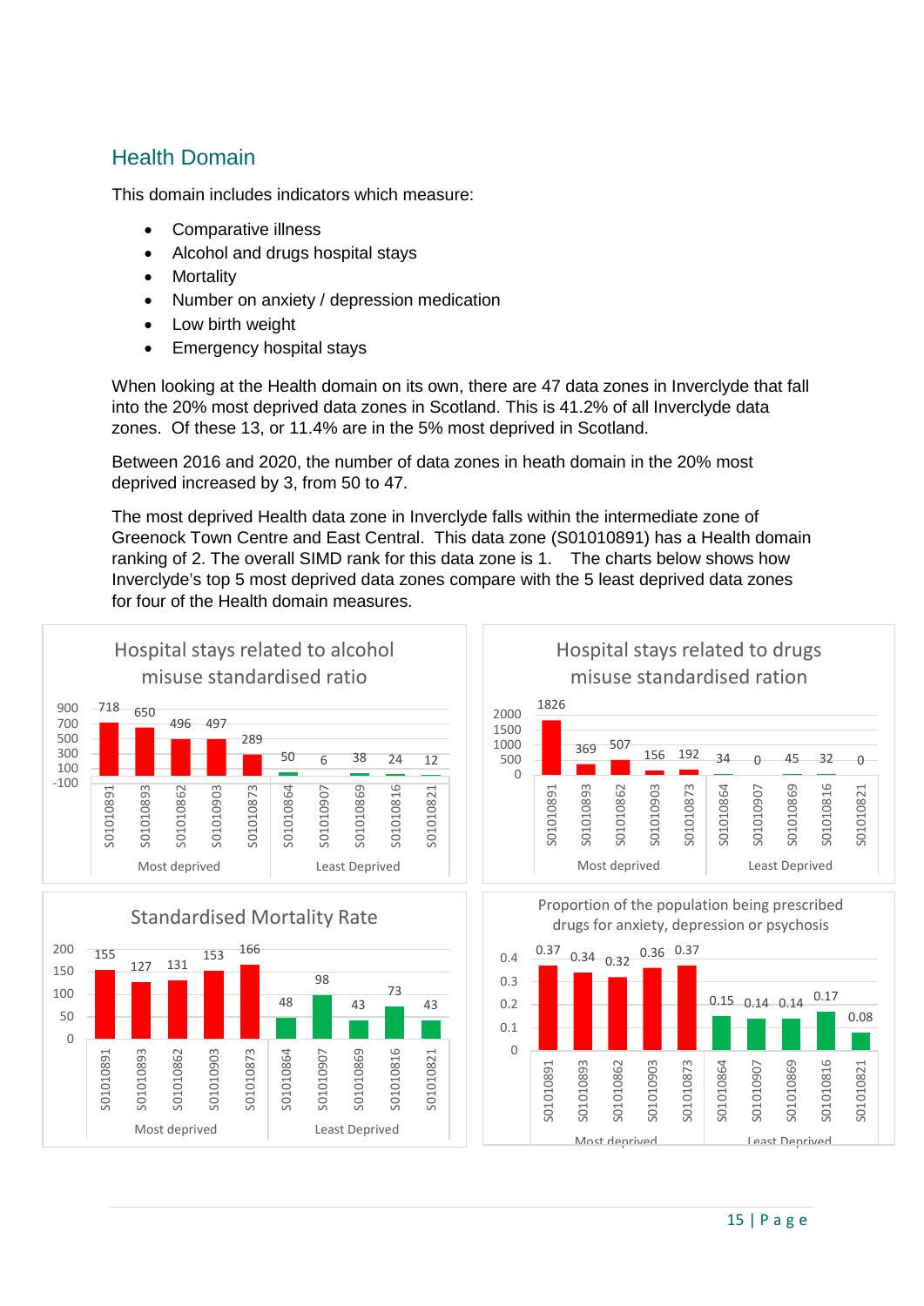## Health Domain

This domain includes indicators which measure:

- Comparative illness
- Alcohol and drugs hospital stays
- Mortality
- Number on anxiety / depression medication
- Low birth weight
- Emergency hospital stays

When looking at the Health domain on its own, there are 47 data zones in Inverclyde that fall into the 20% most deprived data zones in Scotland. This is 41.2% of all Inverclyde data zones. Of these 13, or 11.4% are in the 5% most deprived in Scotland.

Between 2016 and 2020, the number of data zones in heath domain in the 20% most deprived increased by 3, from 50 to 47.

The most deprived Health data zone in Inverclyde falls within the intermediate zone of Greenock Town Centre and East Central. This data zone (S01010891) has a Health domain ranking of 2. The overall SIMD rank for this data zone is 1. The charts below shows how Inverclyde's top 5 most deprived data zones compare with the 5 least deprived data zones for four of the Health domain measures.

**Hospital stays related to alcohol misuse standardised ratio**

| Group | Data zone | Value |
|---|---|---|
| Most deprived | S01010891 | 718 |
| Most deprived | S01010893 | 650 |
| Most deprived | S01010862 | 496 |
| Most deprived | S01010903 | 497 |
| Most deprived | S01010873 | 289 |
| Least Deprived | S01010864 | 50 |
| Least Deprived | S01010907 | 6 |
| Least Deprived | S01010869 | 38 |
| Least Deprived | S01010816 | 24 |
| Least Deprived | S01010821 | 12 |

**Hospital stays related to drugs misuse standardised ration**

| Group | Data zone | Value |
|---|---|---|
| Most deprived | S01010891 | 1826 |
| Most deprived | S01010893 | 369 |
| Most deprived | S01010862 | 507 |
| Most deprived | S01010903 | 156 |
| Most deprived | S01010873 | 192 |
| Least Deprived | S01010864 | 34 |
| Least Deprived | S01010907 | 0 |
| Least Deprived | S01010869 | 45 |
| Least Deprived | S01010816 | 32 |
| Least Deprived | S01010821 | 0 |

**Standardised Mortality Rate**

| Group | Data zone | Value |
|---|---|---|
| Most deprived | S01010891 | 155 |
| Most deprived | S01010893 | 127 |
| Most deprived | S01010862 | 131 |
| Most deprived | S01010903 | 153 |
| Most deprived | S01010873 | 166 |
| Least Deprived | S01010864 | 48 |
| Least Deprived | S01010907 | 98 |
| Least Deprived | S01010869 | 43 |
| Least Deprived | S01010816 | 73 |
| Least Deprived | S01010821 | 43 |

**Proportion of the population being prescribed drugs for anxiety, depression or psychosis**

| Group | Data zone | Value |
|---|---|---|
| Most deprived | S01010891 | 0.37 |
| Most deprived | S01010893 | 0.34 |
| Most deprived | S01010862 | 0.32 |
| Most deprived | S01010903 | 0.36 |
| Most deprived | S01010873 | 0.37 |
| Least Deprived | S01010864 | 0.15 |
| Least Deprived | S01010907 | 0.14 |
| Least Deprived | S01010869 | 0.14 |
| Least Deprived | S01010816 | 0.17 |
| Least Deprived | S01010821 | 0.08 |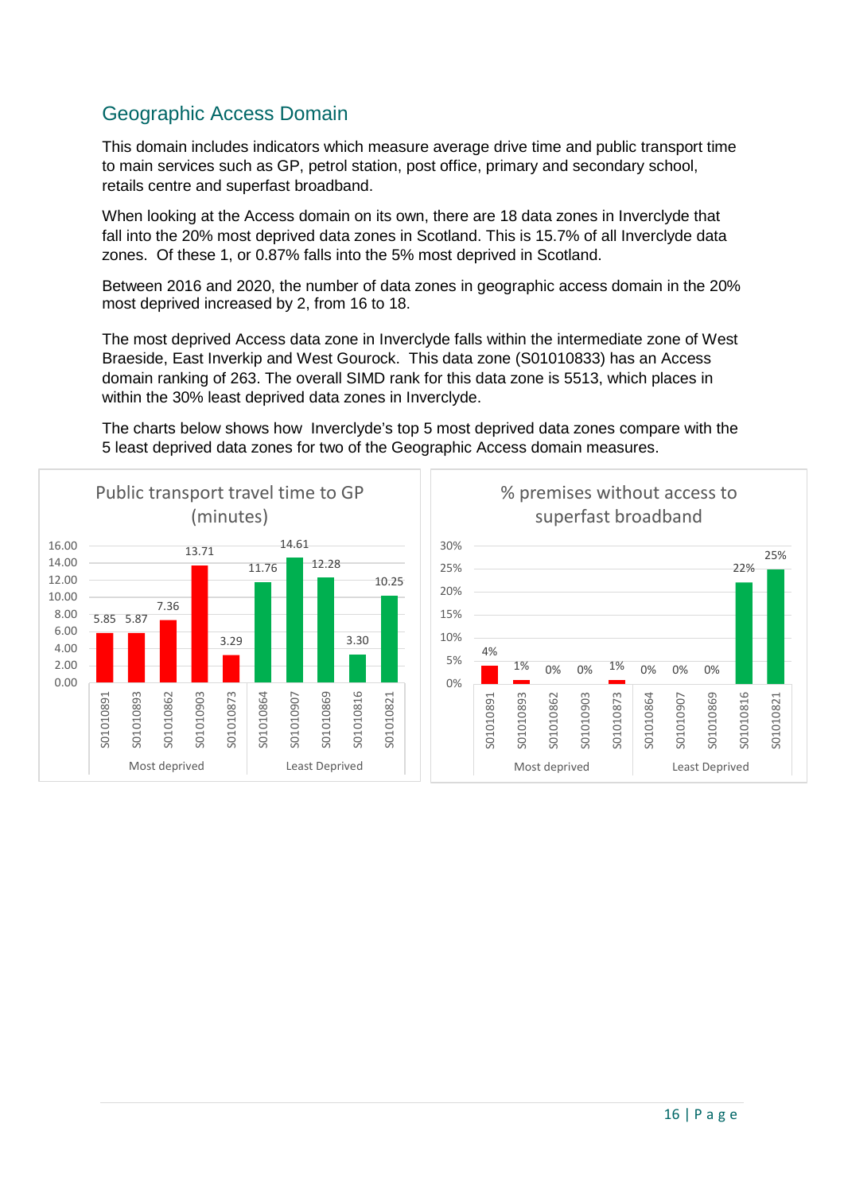## Geographic Access Domain

This domain includes indicators which measure average drive time and public transport time to main services such as GP, petrol station, post office, primary and secondary school, retails centre and superfast broadband.

When looking at the Access domain on its own, there are 18 data zones in Inverclyde that fall into the 20% most deprived data zones in Scotland. This is 15.7% of all Inverclyde data zones. Of these 1, or 0.87% falls into the 5% most deprived in Scotland.

Between 2016 and 2020, the number of data zones in geographic access domain in the 20% most deprived increased by 2, from 16 to 18.

The most deprived Access data zone in Inverclyde falls within the intermediate zone of West Braeside, East Inverkip and West Gourock. This data zone (S01010833) has an Access domain ranking of 263. The overall SIMD rank for this data zone is 5513, which places in within the 30% least deprived data zones in Inverclyde.

The charts below shows how Inverclyde's top 5 most deprived data zones compare with the 5 least deprived data zones for two of the Geographic Access domain measures.

**Public transport travel time to GP (minutes)**

| Group | Data zone | Minutes |
|---|---|---|
| Most deprived | S01010891 | 5.85 |
| Most deprived | S01010893 | 5.87 |
| Most deprived | S01010862 | 7.36 |
| Most deprived | S01010903 | 13.71 |
| Most deprived | S01010873 | 3.29 |
| Least Deprived | S01010864 | 11.76 |
| Least Deprived | S01010907 | 14.61 |
| Least Deprived | S01010869 | 12.28 |
| Least Deprived | S01010816 | 3.30 |
| Least Deprived | S01010821 | 10.25 |

**% premises without access to superfast broadband**

| Group | Data zone | % |
|---|---|---|
| Most deprived | S01010891 | 4% |
| Most deprived | S01010893 | 1% |
| Most deprived | S01010862 | 0% |
| Most deprived | S01010903 | 0% |
| Most deprived | S01010873 | 1% |
| Least Deprived | S01010864 | 0% |
| Least Deprived | S01010907 | 0% |
| Least Deprived | S01010869 | 0% |
| Least Deprived | S01010816 | 22% |
| Least Deprived | S01010821 | 25% |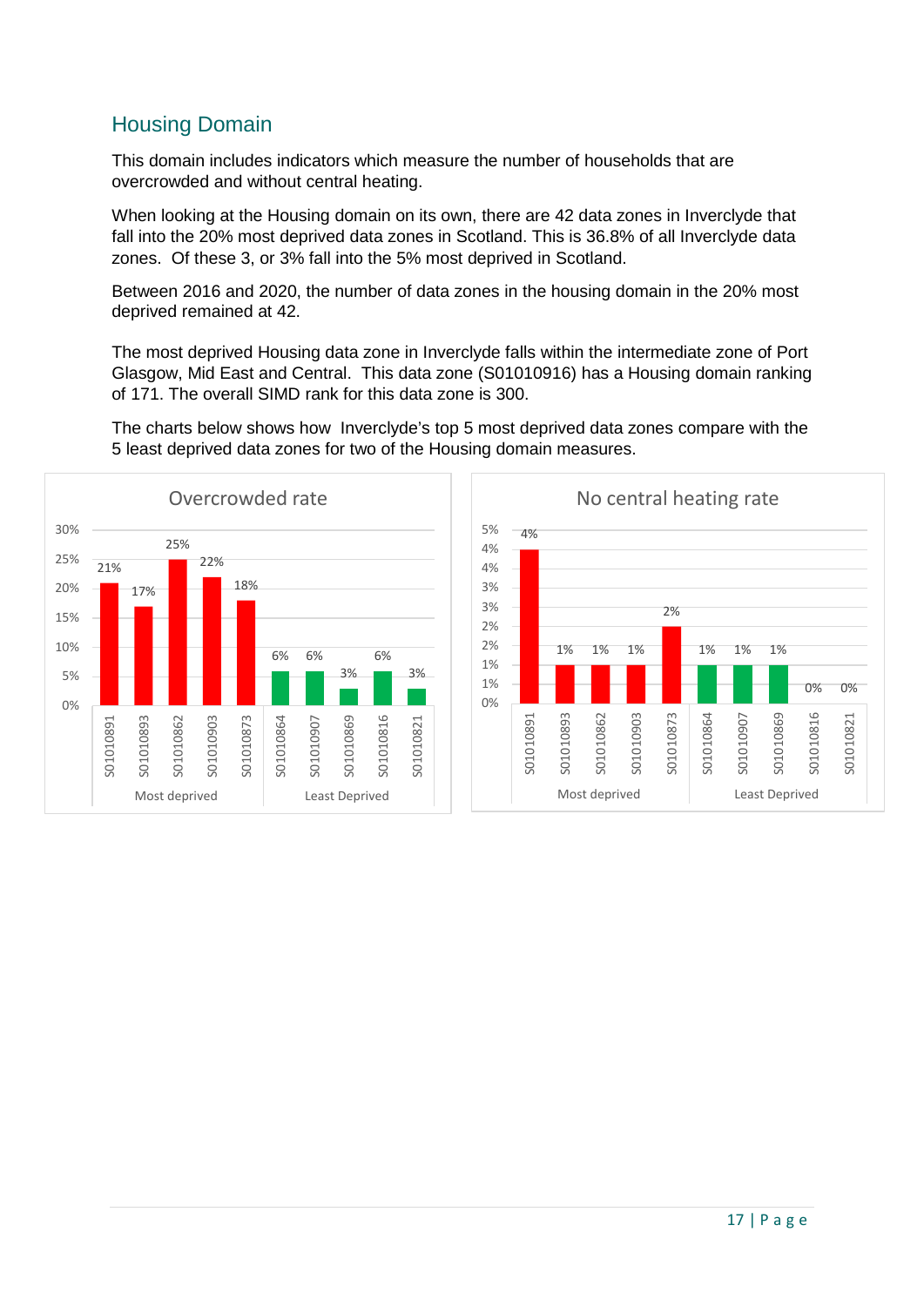## Housing Domain

This domain includes indicators which measure the number of households that are overcrowded and without central heating.

When looking at the Housing domain on its own, there are 42 data zones in Inverclyde that fall into the 20% most deprived data zones in Scotland. This is 36.8% of all Inverclyde data zones. Of these 3, or 3% fall into the 5% most deprived in Scotland.

Between 2016 and 2020, the number of data zones in the housing domain in the 20% most deprived remained at 42.

The most deprived Housing data zone in Inverclyde falls within the intermediate zone of Port Glasgow, Mid East and Central. This data zone (S01010916) has a Housing domain ranking of 171. The overall SIMD rank for this data zone is 300.

The charts below shows how Inverclyde's top 5 most deprived data zones compare with the 5 least deprived data zones for two of the Housing domain measures.

**Overcrowded rate**

| Group | Data zone | Overcrowded rate |
|---|---|---|
| Most deprived | S01010891 | 21% |
| | S01010893 | 17% |
| | S01010862 | 25% |
| | S01010903 | 22% |
| | S01010873 | 18% |
| Least Deprived | S01010864 | 6% |
| | S01010907 | 6% |
| | S01010869 | 3% |
| | S01010816 | 6% |
| | S01010821 | 3% |

**No central heating rate**

| Group | Data zone | No central heating rate |
|---|---|---|
| Most deprived | S01010891 | 4% |
| | S01010893 | 1% |
| | S01010862 | 1% |
| | S01010903 | 1% |
| | S01010873 | 2% |
| Least Deprived | S01010864 | 1% |
| | S01010907 | 1% |
| | S01010869 | 1% |
| | S01010816 | 0% |
| | S01010821 | 0% |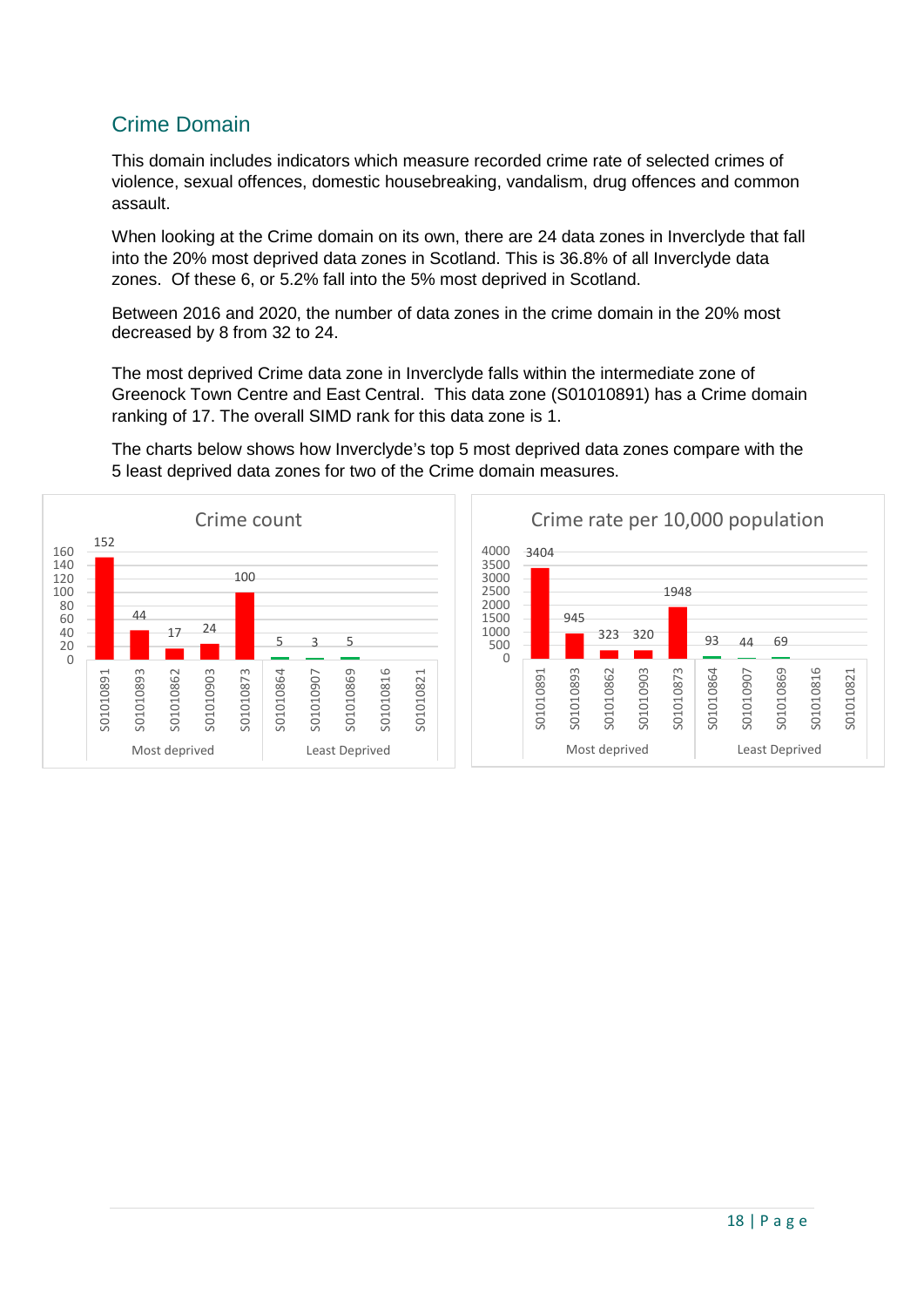## Crime Domain

This domain includes indicators which measure recorded crime rate of selected crimes of violence, sexual offences, domestic housebreaking, vandalism, drug offences and common assault.

When looking at the Crime domain on its own, there are 24 data zones in Inverclyde that fall into the 20% most deprived data zones in Scotland. This is 36.8% of all Inverclyde data zones. Of these 6, or 5.2% fall into the 5% most deprived in Scotland.

Between 2016 and 2020, the number of data zones in the crime domain in the 20% most decreased by 8 from 32 to 24.

The most deprived Crime data zone in Inverclyde falls within the intermediate zone of Greenock Town Centre and East Central. This data zone (S01010891) has a Crime domain ranking of 17. The overall SIMD rank for this data zone is 1.

The charts below shows how Inverclyde's top 5 most deprived data zones compare with the 5 least deprived data zones for two of the Crime domain measures.

**Crime count**

| Group | Data zone | Crime count |
|---|---|---|
| Most deprived | S01010891 | 152 |
| Most deprived | S01010893 | 44 |
| Most deprived | S01010862 | 17 |
| Most deprived | S01010903 | 24 |
| Most deprived | S01010873 | 100 |
| Least Deprived | S01010864 | 5 |
| Least Deprived | S01010907 | 3 |
| Least Deprived | S01010869 | 5 |
| Least Deprived | S01010816 | |
| Least Deprived | S01010821 | |

**Crime rate per 10,000 population**

| Group | Data zone | Crime rate per 10,000 population |
|---|---|---|
| Most deprived | S01010891 | 3404 |
| Most deprived | S01010893 | 945 |
| Most deprived | S01010862 | 323 |
| Most deprived | S01010903 | 320 |
| Most deprived | S01010873 | 1948 |
| Least Deprived | S01010864 | 93 |
| Least Deprived | S01010907 | 44 |
| Least Deprived | S01010869 | 69 |
| Least Deprived | S01010816 | |
| Least Deprived | S01010821 | |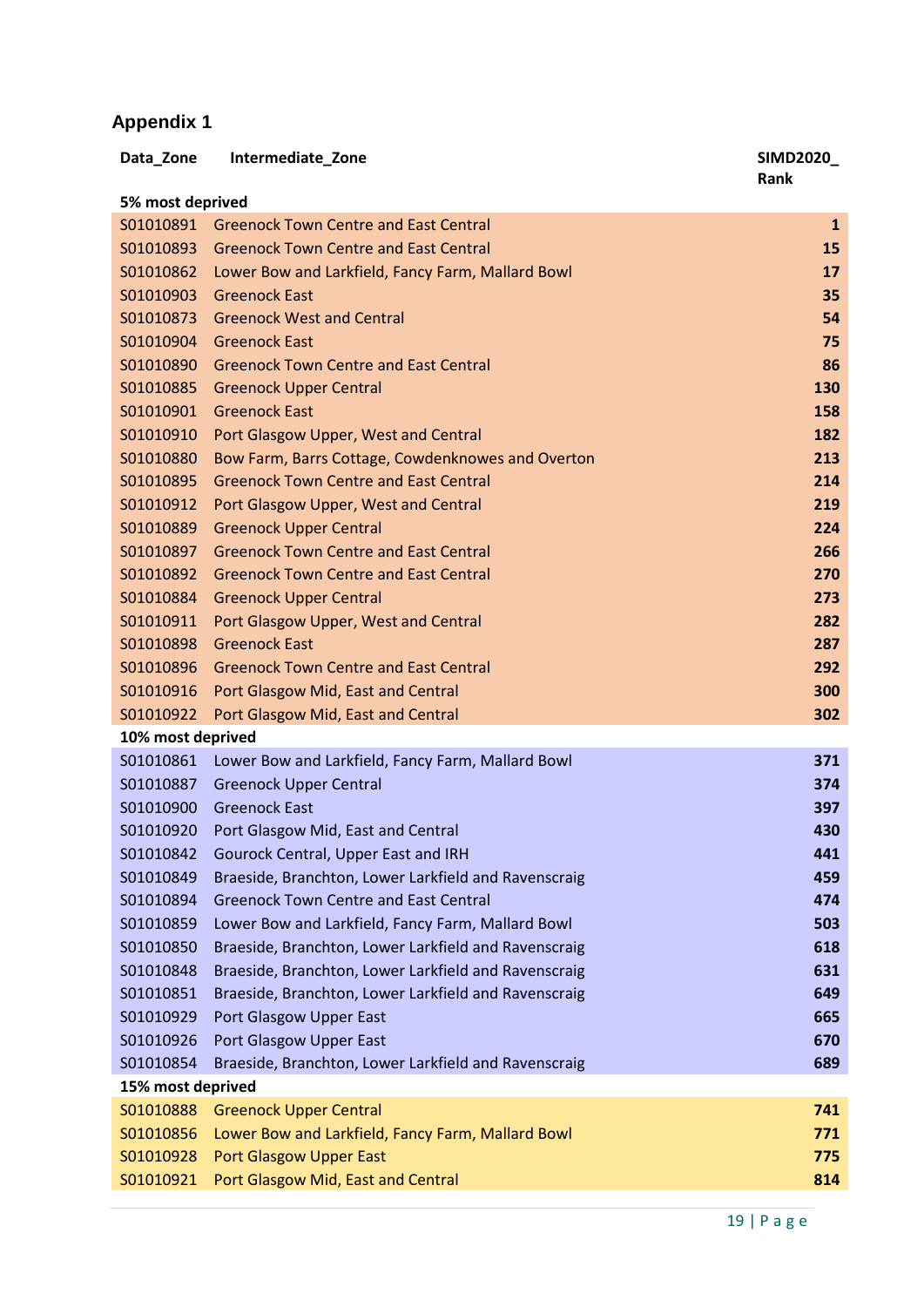## Appendix 1

| Data_Zone | Intermediate_Zone | SIMD2020_Rank |
|---|---|---|
| **5% most deprived** | | |
| S01010891 | Greenock Town Centre and East Central | **1** |
| S01010893 | Greenock Town Centre and East Central | **15** |
| S01010862 | Lower Bow and Larkfield, Fancy Farm, Mallard Bowl | **17** |
| S01010903 | Greenock East | **35** |
| S01010873 | Greenock West and Central | **54** |
| S01010904 | Greenock East | **75** |
| S01010890 | Greenock Town Centre and East Central | **86** |
| S01010885 | Greenock Upper Central | **130** |
| S01010901 | Greenock East | **158** |
| S01010910 | Port Glasgow Upper, West and Central | **182** |
| S01010880 | Bow Farm, Barrs Cottage, Cowdenknowes and Overton | **213** |
| S01010895 | Greenock Town Centre and East Central | **214** |
| S01010912 | Port Glasgow Upper, West and Central | **219** |
| S01010889 | Greenock Upper Central | **224** |
| S01010897 | Greenock Town Centre and East Central | **266** |
| S01010892 | Greenock Town Centre and East Central | **270** |
| S01010884 | Greenock Upper Central | **273** |
| S01010911 | Port Glasgow Upper, West and Central | **282** |
| S01010898 | Greenock East | **287** |
| S01010896 | Greenock Town Centre and East Central | **292** |
| S01010916 | Port Glasgow Mid, East and Central | **300** |
| S01010922 | Port Glasgow Mid, East and Central | **302** |
| **10% most deprived** | | |
| S01010861 | Lower Bow and Larkfield, Fancy Farm, Mallard Bowl | **371** |
| S01010887 | Greenock Upper Central | **374** |
| S01010900 | Greenock East | **397** |
| S01010920 | Port Glasgow Mid, East and Central | **430** |
| S01010842 | Gourock Central, Upper East and IRH | **441** |
| S01010849 | Braeside, Branchton, Lower Larkfield and Ravenscraig | **459** |
| S01010894 | Greenock Town Centre and East Central | **474** |
| S01010859 | Lower Bow and Larkfield, Fancy Farm, Mallard Bowl | **503** |
| S01010850 | Braeside, Branchton, Lower Larkfield and Ravenscraig | **618** |
| S01010848 | Braeside, Branchton, Lower Larkfield and Ravenscraig | **631** |
| S01010851 | Braeside, Branchton, Lower Larkfield and Ravenscraig | **649** |
| S01010929 | Port Glasgow Upper East | **665** |
| S01010926 | Port Glasgow Upper East | **670** |
| S01010854 | Braeside, Branchton, Lower Larkfield and Ravenscraig | **689** |
| **15% most deprived** | | |
| S01010888 | Greenock Upper Central | **741** |
| S01010856 | Lower Bow and Larkfield, Fancy Farm, Mallard Bowl | **771** |
| S01010928 | Port Glasgow Upper East | **775** |
| S01010921 | Port Glasgow Mid, East and Central | **814** |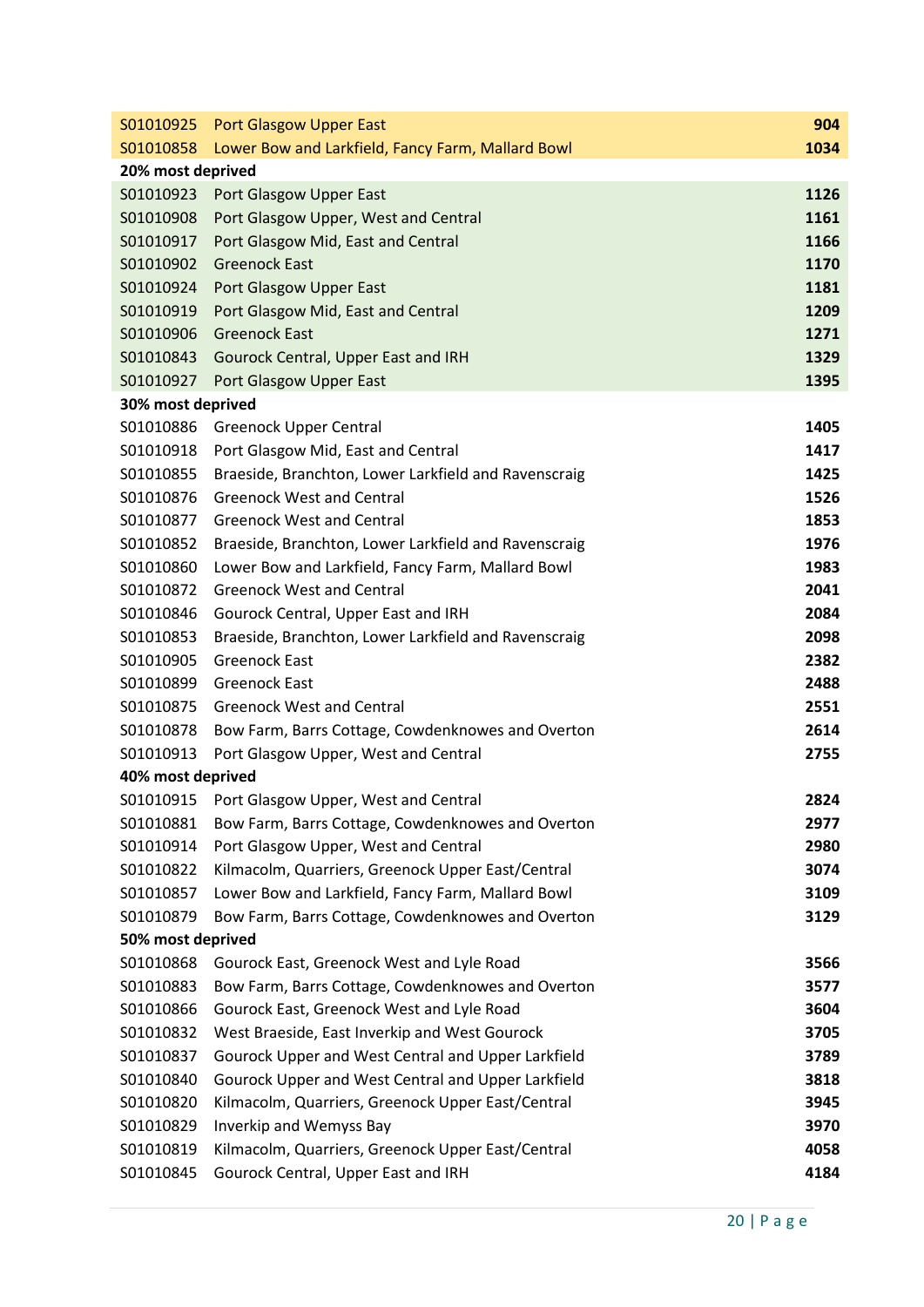| | | |
|---|---|---|
| S01010925 | Port Glasgow Upper East | **904** |
| S01010858 | Lower Bow and Larkfield, Fancy Farm, Mallard Bowl | **1034** |
| **20% most deprived** | | |
| S01010923 | Port Glasgow Upper East | **1126** |
| S01010908 | Port Glasgow Upper, West and Central | **1161** |
| S01010917 | Port Glasgow Mid, East and Central | **1166** |
| S01010902 | Greenock East | **1170** |
| S01010924 | Port Glasgow Upper East | **1181** |
| S01010919 | Port Glasgow Mid, East and Central | **1209** |
| S01010906 | Greenock East | **1271** |
| S01010843 | Gourock Central, Upper East and IRH | **1329** |
| S01010927 | Port Glasgow Upper East | **1395** |
| **30% most deprived** | | |
| S01010886 | Greenock Upper Central | **1405** |
| S01010918 | Port Glasgow Mid, East and Central | **1417** |
| S01010855 | Braeside, Branchton, Lower Larkfield and Ravenscraig | **1425** |
| S01010876 | Greenock West and Central | **1526** |
| S01010877 | Greenock West and Central | **1853** |
| S01010852 | Braeside, Branchton, Lower Larkfield and Ravenscraig | **1976** |
| S01010860 | Lower Bow and Larkfield, Fancy Farm, Mallard Bowl | **1983** |
| S01010872 | Greenock West and Central | **2041** |
| S01010846 | Gourock Central, Upper East and IRH | **2084** |
| S01010853 | Braeside, Branchton, Lower Larkfield and Ravenscraig | **2098** |
| S01010905 | Greenock East | **2382** |
| S01010899 | Greenock East | **2488** |
| S01010875 | Greenock West and Central | **2551** |
| S01010878 | Bow Farm, Barrs Cottage, Cowdenknowes and Overton | **2614** |
| S01010913 | Port Glasgow Upper, West and Central | **2755** |
| **40% most deprived** | | |
| S01010915 | Port Glasgow Upper, West and Central | **2824** |
| S01010881 | Bow Farm, Barrs Cottage, Cowdenknowes and Overton | **2977** |
| S01010914 | Port Glasgow Upper, West and Central | **2980** |
| S01010822 | Kilmacolm, Quarriers, Greenock Upper East/Central | **3074** |
| S01010857 | Lower Bow and Larkfield, Fancy Farm, Mallard Bowl | **3109** |
| S01010879 | Bow Farm, Barrs Cottage, Cowdenknowes and Overton | **3129** |
| **50% most deprived** | | |
| S01010868 | Gourock East, Greenock West and Lyle Road | **3566** |
| S01010883 | Bow Farm, Barrs Cottage, Cowdenknowes and Overton | **3577** |
| S01010866 | Gourock East, Greenock West and Lyle Road | **3604** |
| S01010832 | West Braeside, East Inverkip and West Gourock | **3705** |
| S01010837 | Gourock Upper and West Central and Upper Larkfield | **3789** |
| S01010840 | Gourock Upper and West Central and Upper Larkfield | **3818** |
| S01010820 | Kilmacolm, Quarriers, Greenock Upper East/Central | **3945** |
| S01010829 | Inverkip and Wemyss Bay | **3970** |
| S01010819 | Kilmacolm, Quarriers, Greenock Upper East/Central | **4058** |
| S01010845 | Gourock Central, Upper East and IRH | **4184** |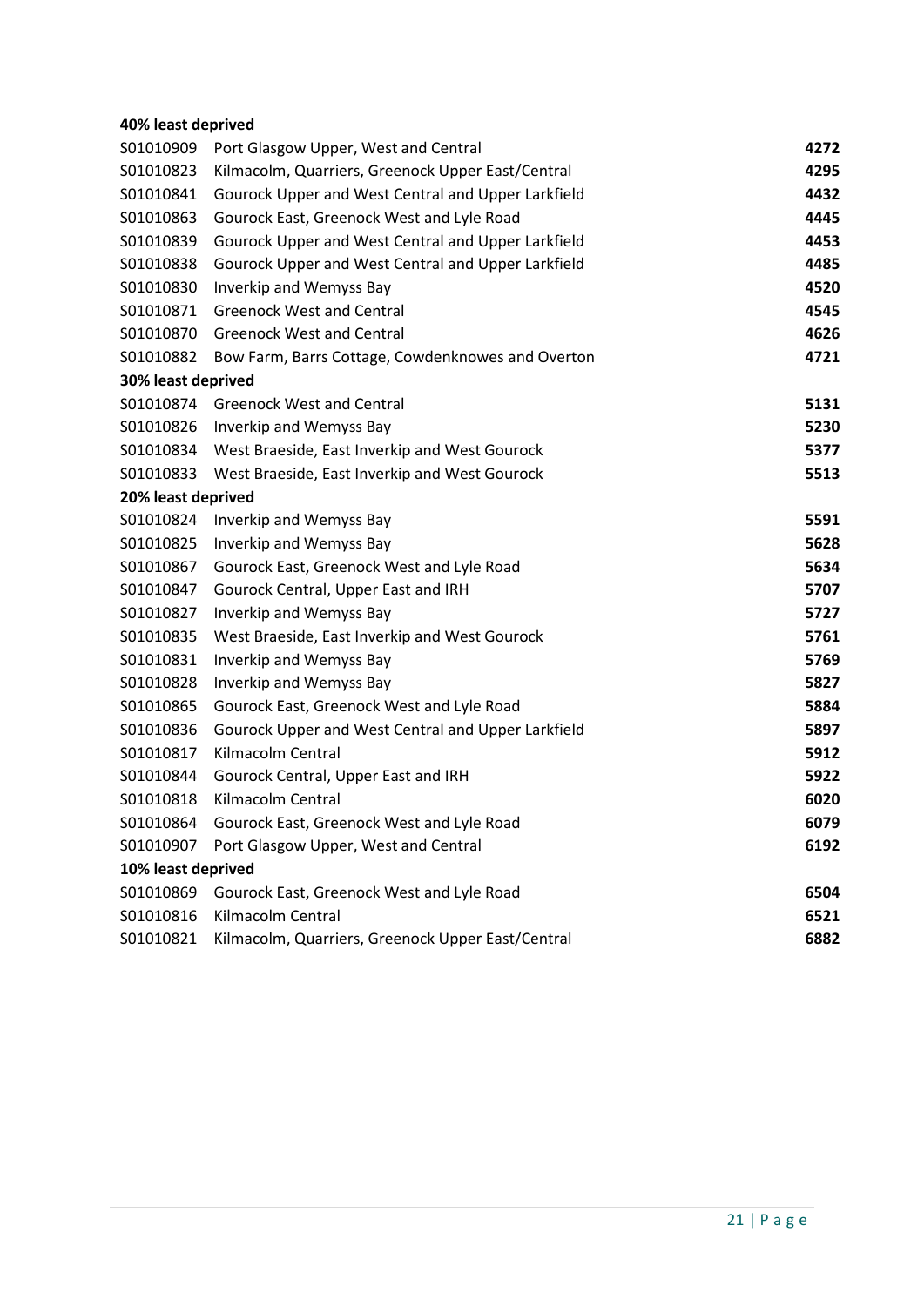| | | |
|---|---|---|
| **40% least deprived** | | |
| S01010909 | Port Glasgow Upper, West and Central | **4272** |
| S01010823 | Kilmacolm, Quarriers, Greenock Upper East/Central | **4295** |
| S01010841 | Gourock Upper and West Central and Upper Larkfield | **4432** |
| S01010863 | Gourock East, Greenock West and Lyle Road | **4445** |
| S01010839 | Gourock Upper and West Central and Upper Larkfield | **4453** |
| S01010838 | Gourock Upper and West Central and Upper Larkfield | **4485** |
| S01010830 | Inverkip and Wemyss Bay | **4520** |
| S01010871 | Greenock West and Central | **4545** |
| S01010870 | Greenock West and Central | **4626** |
| S01010882 | Bow Farm, Barrs Cottage, Cowdenknowes and Overton | **4721** |
| **30% least deprived** | | |
| S01010874 | Greenock West and Central | **5131** |
| S01010826 | Inverkip and Wemyss Bay | **5230** |
| S01010834 | West Braeside, East Inverkip and West Gourock | **5377** |
| S01010833 | West Braeside, East Inverkip and West Gourock | **5513** |
| **20% least deprived** | | |
| S01010824 | Inverkip and Wemyss Bay | **5591** |
| S01010825 | Inverkip and Wemyss Bay | **5628** |
| S01010867 | Gourock East, Greenock West and Lyle Road | **5634** |
| S01010847 | Gourock Central, Upper East and IRH | **5707** |
| S01010827 | Inverkip and Wemyss Bay | **5727** |
| S01010835 | West Braeside, East Inverkip and West Gourock | **5761** |
| S01010831 | Inverkip and Wemyss Bay | **5769** |
| S01010828 | Inverkip and Wemyss Bay | **5827** |
| S01010865 | Gourock East, Greenock West and Lyle Road | **5884** |
| S01010836 | Gourock Upper and West Central and Upper Larkfield | **5897** |
| S01010817 | Kilmacolm Central | **5912** |
| S01010844 | Gourock Central, Upper East and IRH | **5922** |
| S01010818 | Kilmacolm Central | **6020** |
| S01010864 | Gourock East, Greenock West and Lyle Road | **6079** |
| S01010907 | Port Glasgow Upper, West and Central | **6192** |
| **10% least deprived** | | |
| S01010869 | Gourock East, Greenock West and Lyle Road | **6504** |
| S01010816 | Kilmacolm Central | **6521** |
| S01010821 | Kilmacolm, Quarriers, Greenock Upper East/Central | **6882** |